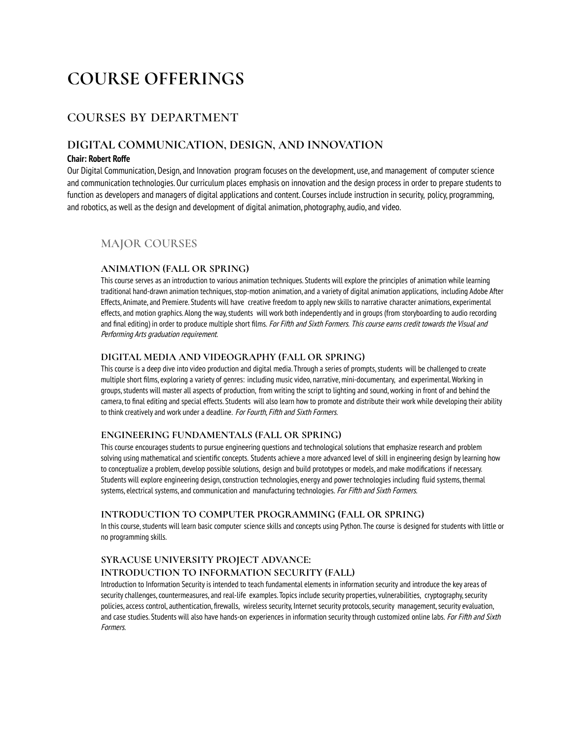# COURSE OFFERINGS

## COURSES BY DEPARTMENT

### DIGITAL COMMUNICATION, DESIGN, AND INNOVATION

**Chair: Robert Roffe**

Our Digital Communication, Design, and Innovation program focuses on the development, use, and management of computer science and communication technologies. Our curriculum places emphasis on innovation and the design process in order to prepare students to function as developers and managers of digital applications and content. Courses include instruction in security, policy, programming, and robotics, as well as the design and development of digital animation, photography, audio, and video.

#### MAJOR COURSES

##### ANIMATION (FALL OR SPRING)

This course serves as an introduction to various animation techniques. Students will explore the principles of animation while learning traditional hand-drawn animation techniques, stop-motion animation, and a variety of digital animation applications, including Adobe After Effects, Animate, and Premiere. Students will have creative freedom to apply new skills to narrative character animations, experimental effects, and motion graphics. Along the way, students will work both independently and in groups (from storyboarding to audio recording and final editing) in order to produce multiple short films. *For Fifth and Sixth Formers. This course earns credit towards the Visual and Performing Arts graduation requirement.*

##### DIGITAL MEDIA AND VIDEOGRAPHY (FALL OR SPRING)

This course is a deep dive into video production and digital media. Through a series of prompts, students will be challenged to create multiple short films, exploring a variety of genres: including music video, narrative, mini-documentary, and experimental. Working in groups, students will master all aspects of production, from writing the script to lighting and sound, working in front of and behind the camera, to final editing and special effects. Students will also learn how to promote and distribute their work while developing their ability to think creatively and work under a deadline. *For Fourth, Fifth and Sixth Formers.*

##### ENGINEERING FUNDAMENTALS (FALL OR SPRING)

This course encourages students to pursue engineering questions and technological solutions that emphasize research and problem solving using mathematical and scientific concepts. Students achieve a more advanced level of skill in engineering design by learning how to conceptualize a problem, develop possible solutions, design and build prototypes or models, and make modifications if necessary. Students will explore engineering design, construction technologies, energy and power technologies including fluid systems, thermal systems, electrical systems, and communication and manufacturing technologies. *For Fifth and Sixth Formers.*

##### INTRODUCTION TO COMPUTER PROGRAMMING (FALL OR SPRING)

In this course, students will learn basic computer science skills and concepts using Python. The course is designed for students with little or no programming skills.

##### SYRACUSE UNIVERSITY PROJECT ADVANCE: INTRODUCTION TO INFORMATION SECURITY (FALL)

Introduction to Information Security is intended to teach fundamental elements in information security and introduce the key areas of security challenges, countermeasures, and real-life examples. Topics include security properties, vulnerabilities, cryptography, security policies, access control, authentication, firewalls, wireless security, Internet security protocols, security management, security evaluation, and case studies. Students will also have hands-on experiences in information security through customized online labs. *For Fifth and Sixth Formers.*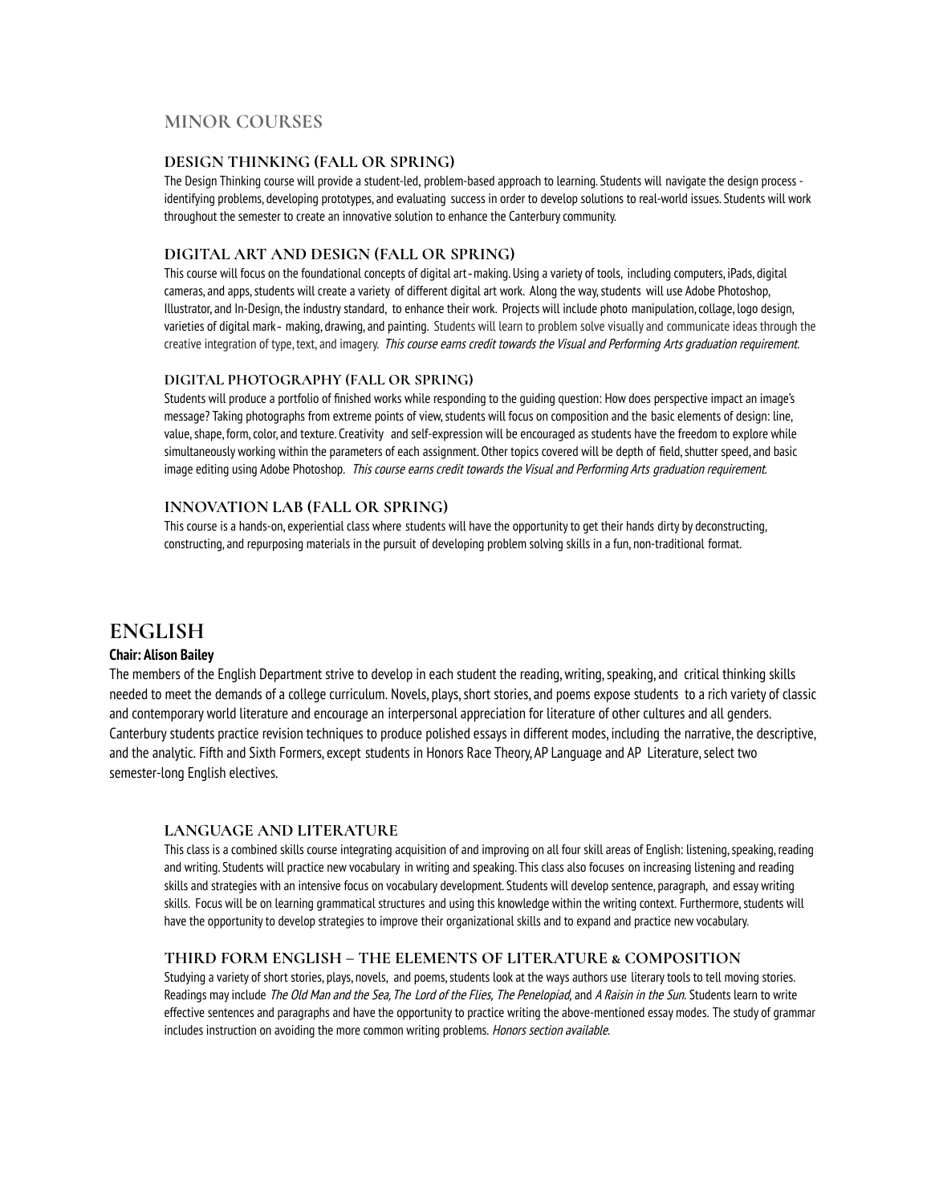## MINOR COURSES

### DESIGN THINKING (FALL OR SPRING)

The Design Thinking course will provide a student-led, problem-based approach to learning. Students will navigate the design process - identifying problems, developing prototypes, and evaluating success in order to develop solutions to real-world issues. Students will work throughout the semester to create an innovative solution to enhance the Canterbury community.

### DIGITAL ART AND DESIGN (FALL OR SPRING)

This course will focus on the foundational concepts of digital art-making. Using a variety of tools, including computers, iPads, digital cameras, and apps, students will create a variety of different digital art work. Along the way, students will use Adobe Photoshop, Illustrator, and In-Design, the industry standard, to enhance their work. Projects will include photo manipulation, collage, logo design, varieties of digital mark- making, drawing, and painting. Students will learn to problem solve visually and communicate ideas through the creative integration of type, text, and imagery. *This course earns credit towards the Visual and Performing Arts graduation requirement.*

### DIGITAL PHOTOGRAPHY (FALL OR SPRING)

Students will produce a portfolio of finished works while responding to the guiding question: How does perspective impact an image's message? Taking photographs from extreme points of view, students will focus on composition and the basic elements of design: line, value, shape, form, color, and texture. Creativity and self-expression will be encouraged as students have the freedom to explore while simultaneously working within the parameters of each assignment. Other topics covered will be depth of field, shutter speed, and basic image editing using Adobe Photoshop. *This course earns credit towards the Visual and Performing Arts graduation requirement.*

### INNOVATION LAB (FALL OR SPRING)

This course is a hands-on, experiential class where students will have the opportunity to get their hands dirty by deconstructing, constructing, and repurposing materials in the pursuit of developing problem solving skills in a fun, non-traditional format.

# ENGLISH

**Chair: Alison Bailey**

The members of the English Department strive to develop in each student the reading, writing, speaking, and critical thinking skills needed to meet the demands of a college curriculum. Novels, plays, short stories, and poems expose students to a rich variety of classic and contemporary world literature and encourage an interpersonal appreciation for literature of other cultures and all genders. Canterbury students practice revision techniques to produce polished essays in different modes, including the narrative, the descriptive, and the analytic. Fifth and Sixth Formers, except students in Honors Race Theory, AP Language and AP Literature, select two semester-long English electives.

### LANGUAGE AND LITERATURE

This class is a combined skills course integrating acquisition of and improving on all four skill areas of English: listening, speaking, reading and writing. Students will practice new vocabulary in writing and speaking. This class also focuses on increasing listening and reading skills and strategies with an intensive focus on vocabulary development. Students will develop sentence, paragraph, and essay writing skills. Focus will be on learning grammatical structures and using this knowledge within the writing context. Furthermore, students will have the opportunity to develop strategies to improve their organizational skills and to expand and practice new vocabulary.

### THIRD FORM ENGLISH – THE ELEMENTS OF LITERATURE & COMPOSITION

Studying a variety of short stories, plays, novels, and poems, students look at the ways authors use literary tools to tell moving stories. Readings may include *The Old Man and the Sea*, *The Lord of the Flies*, *The Penelopiad*, and *A Raisin in the Sun*. Students learn to write effective sentences and paragraphs and have the opportunity to practice writing the above-mentioned essay modes. The study of grammar includes instruction on avoiding the more common writing problems. *Honors section available.*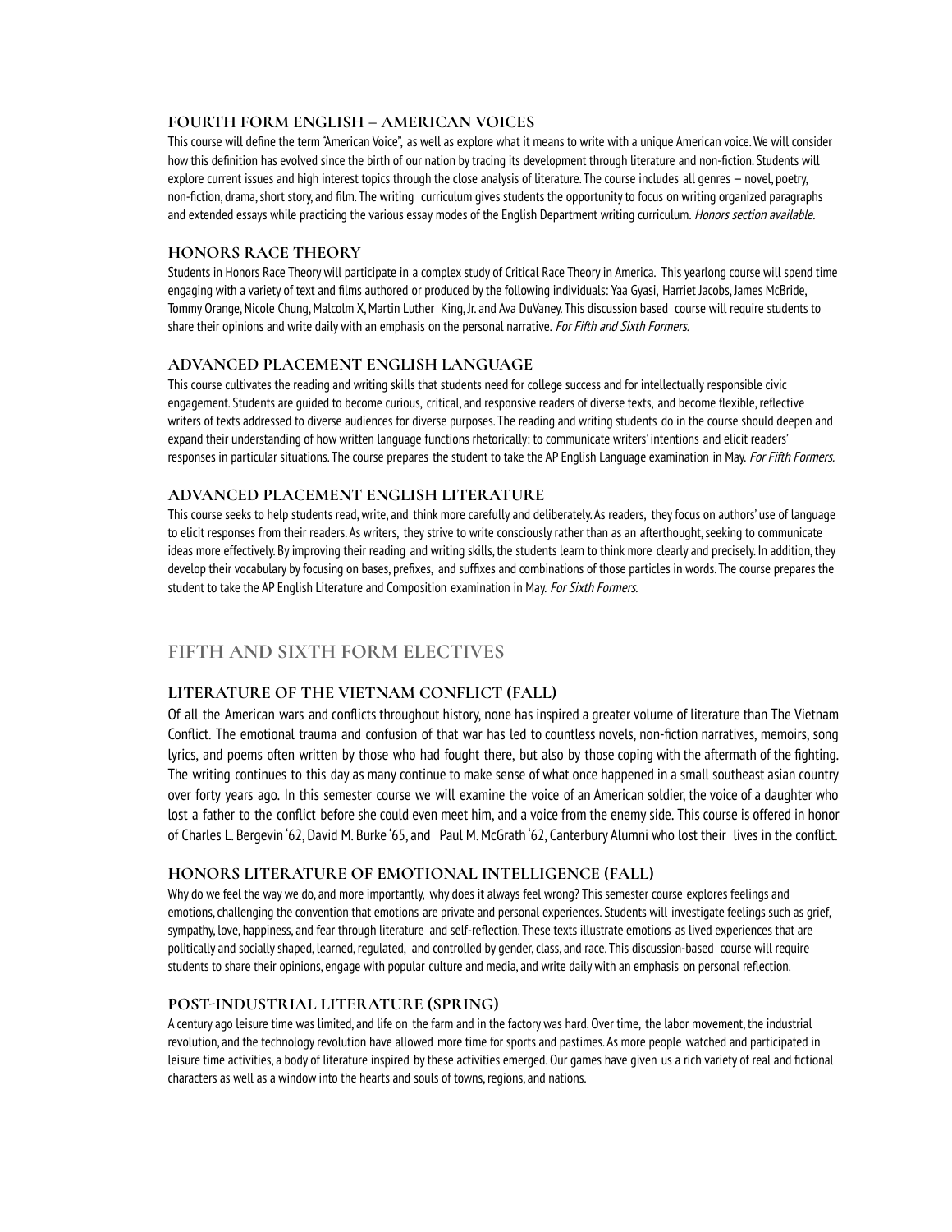### FOURTH FORM ENGLISH – AMERICAN VOICES

This course will define the term "American Voice", as well as explore what it means to write with a unique American voice. We will consider how this definition has evolved since the birth of our nation by tracing its development through literature and non-fiction. Students will explore current issues and high interest topics through the close analysis of literature. The course includes all genres – novel, poetry, non-fiction, drama, short story, and film. The writing curriculum gives students the opportunity to focus on writing organized paragraphs and extended essays while practicing the various essay modes of the English Department writing curriculum. *Honors section available.*

### HONORS RACE THEORY

Students in Honors Race Theory will participate in a complex study of Critical Race Theory in America. This yearlong course will spend time engaging with a variety of text and films authored or produced by the following individuals: Yaa Gyasi, Harriet Jacobs, James McBride, Tommy Orange, Nicole Chung, Malcolm X, Martin Luther King, Jr. and Ava DuVaney. This discussion based course will require students to share their opinions and write daily with an emphasis on the personal narrative. *For Fifth and Sixth Formers.*

### ADVANCED PLACEMENT ENGLISH LANGUAGE

This course cultivates the reading and writing skills that students need for college success and for intellectually responsible civic engagement. Students are guided to become curious, critical, and responsive readers of diverse texts, and become flexible, reflective writers of texts addressed to diverse audiences for diverse purposes. The reading and writing students do in the course should deepen and expand their understanding of how written language functions rhetorically: to communicate writers' intentions and elicit readers' responses in particular situations. The course prepares the student to take the AP English Language examination in May. *For Fifth Formers.*

### ADVANCED PLACEMENT ENGLISH LITERATURE

This course seeks to help students read, write, and think more carefully and deliberately. As readers, they focus on authors' use of language to elicit responses from their readers. As writers, they strive to write consciously rather than as an afterthought, seeking to communicate ideas more effectively. By improving their reading and writing skills, the students learn to think more clearly and precisely. In addition, they develop their vocabulary by focusing on bases, prefixes, and suffixes and combinations of those particles in words. The course prepares the student to take the AP English Literature and Composition examination in May. *For Sixth Formers.*

## FIFTH AND SIXTH FORM ELECTIVES

### LITERATURE OF THE VIETNAM CONFLICT (FALL)

Of all the American wars and conflicts throughout history, none has inspired a greater volume of literature than The Vietnam Conflict. The emotional trauma and confusion of that war has led to countless novels, non-fiction narratives, memoirs, song lyrics, and poems often written by those who had fought there, but also by those coping with the aftermath of the fighting. The writing continues to this day as many continue to make sense of what once happened in a small southeast asian country over forty years ago. In this semester course we will examine the voice of an American soldier, the voice of a daughter who lost a father to the conflict before she could even meet him, and a voice from the enemy side. This course is offered in honor of Charles L. Bergevin '62, David M. Burke '65, and Paul M. McGrath '62, Canterbury Alumni who lost their lives in the conflict.

### HONORS LITERATURE OF EMOTIONAL INTELLIGENCE (FALL)

Why do we feel the way we do, and more importantly, why does it always feel wrong? This semester course explores feelings and emotions, challenging the convention that emotions are private and personal experiences. Students will investigate feelings such as grief, sympathy, love, happiness, and fear through literature and self-reflection. These texts illustrate emotions as lived experiences that are politically and socially shaped, learned, regulated, and controlled by gender, class, and race. This discussion-based course will require students to share their opinions, engage with popular culture and media, and write daily with an emphasis on personal reflection.

### POST-INDUSTRIAL LITERATURE (SPRING)

A century ago leisure time was limited, and life on the farm and in the factory was hard. Over time, the labor movement, the industrial revolution, and the technology revolution have allowed more time for sports and pastimes. As more people watched and participated in leisure time activities, a body of literature inspired by these activities emerged. Our games have given us a rich variety of real and fictional characters as well as a window into the hearts and souls of towns, regions, and nations.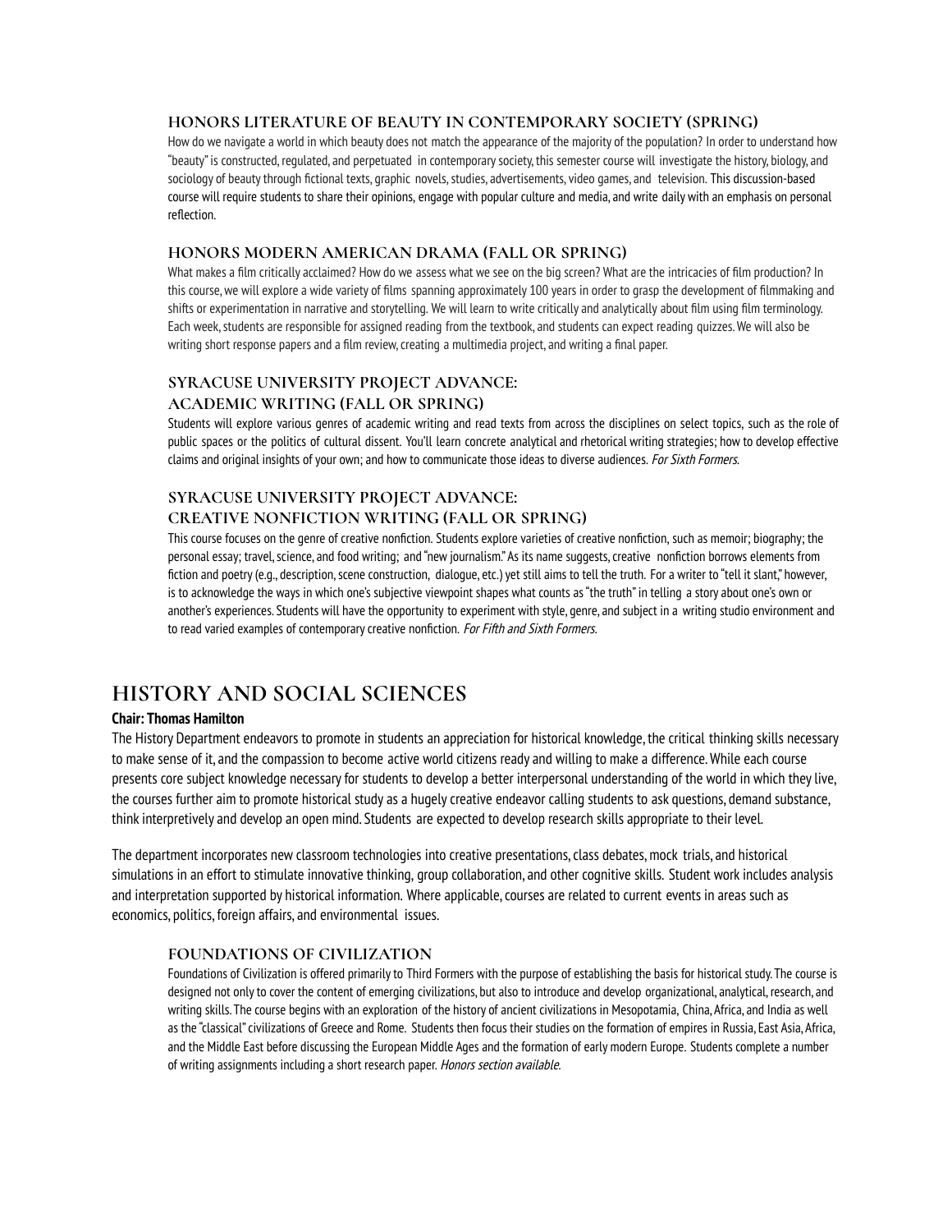### HONORS LITERATURE OF BEAUTY IN CONTEMPORARY SOCIETY (SPRING)

How do we navigate a world in which beauty does not match the appearance of the majority of the population? In order to understand how "beauty" is constructed, regulated, and perpetuated in contemporary society, this semester course will investigate the history, biology, and sociology of beauty through fictional texts, graphic novels, studies, advertisements, video games, and television. This discussion-based course will require students to share their opinions, engage with popular culture and media, and write daily with an emphasis on personal reflection.

### HONORS MODERN AMERICAN DRAMA (FALL OR SPRING)

What makes a film critically acclaimed? How do we assess what we see on the big screen? What are the intricacies of film production? In this course, we will explore a wide variety of films spanning approximately 100 years in order to grasp the development of filmmaking and shifts or experimentation in narrative and storytelling. We will learn to write critically and analytically about film using film terminology. Each week, students are responsible for assigned reading from the textbook, and students can expect reading quizzes. We will also be writing short response papers and a film review, creating a multimedia project, and writing a final paper.

### SYRACUSE UNIVERSITY PROJECT ADVANCE: ACADEMIC WRITING (FALL OR SPRING)

Students will explore various genres of academic writing and read texts from across the disciplines on select topics, such as the role of public spaces or the politics of cultural dissent. You'll learn concrete analytical and rhetorical writing strategies; how to develop effective claims and original insights of your own; and how to communicate those ideas to diverse audiences. *For Sixth Formers.*

### SYRACUSE UNIVERSITY PROJECT ADVANCE: CREATIVE NONFICTION WRITING (FALL OR SPRING)

This course focuses on the genre of creative nonfiction. Students explore varieties of creative nonfiction, such as memoir; biography; the personal essay; travel, science, and food writing; and "new journalism." As its name suggests, creative nonfiction borrows elements from fiction and poetry (e.g., description, scene construction, dialogue, etc.) yet still aims to tell the truth. For a writer to "tell it slant," however, is to acknowledge the ways in which one's subjective viewpoint shapes what counts as "the truth" in telling a story about one's own or another's experiences. Students will have the opportunity to experiment with style, genre, and subject in a writing studio environment and to read varied examples of contemporary creative nonfiction. *For Fifth and Sixth Formers.*

## HISTORY AND SOCIAL SCIENCES

**Chair: Thomas Hamilton**

The History Department endeavors to promote in students an appreciation for historical knowledge, the critical thinking skills necessary to make sense of it, and the compassion to become active world citizens ready and willing to make a difference. While each course presents core subject knowledge necessary for students to develop a better interpersonal understanding of the world in which they live, the courses further aim to promote historical study as a hugely creative endeavor calling students to ask questions, demand substance, think interpretively and develop an open mind. Students are expected to develop research skills appropriate to their level.

The department incorporates new classroom technologies into creative presentations, class debates, mock trials, and historical simulations in an effort to stimulate innovative thinking, group collaboration, and other cognitive skills. Student work includes analysis and interpretation supported by historical information. Where applicable, courses are related to current events in areas such as economics, politics, foreign affairs, and environmental issues.

### FOUNDATIONS OF CIVILIZATION

Foundations of Civilization is offered primarily to Third Formers with the purpose of establishing the basis for historical study. The course is designed not only to cover the content of emerging civilizations, but also to introduce and develop organizational, analytical, research, and writing skills. The course begins with an exploration of the history of ancient civilizations in Mesopotamia, China, Africa, and India as well as the "classical" civilizations of Greece and Rome. Students then focus their studies on the formation of empires in Russia, East Asia, Africa, and the Middle East before discussing the European Middle Ages and the formation of early modern Europe. Students complete a number of writing assignments including a short research paper. *Honors section available.*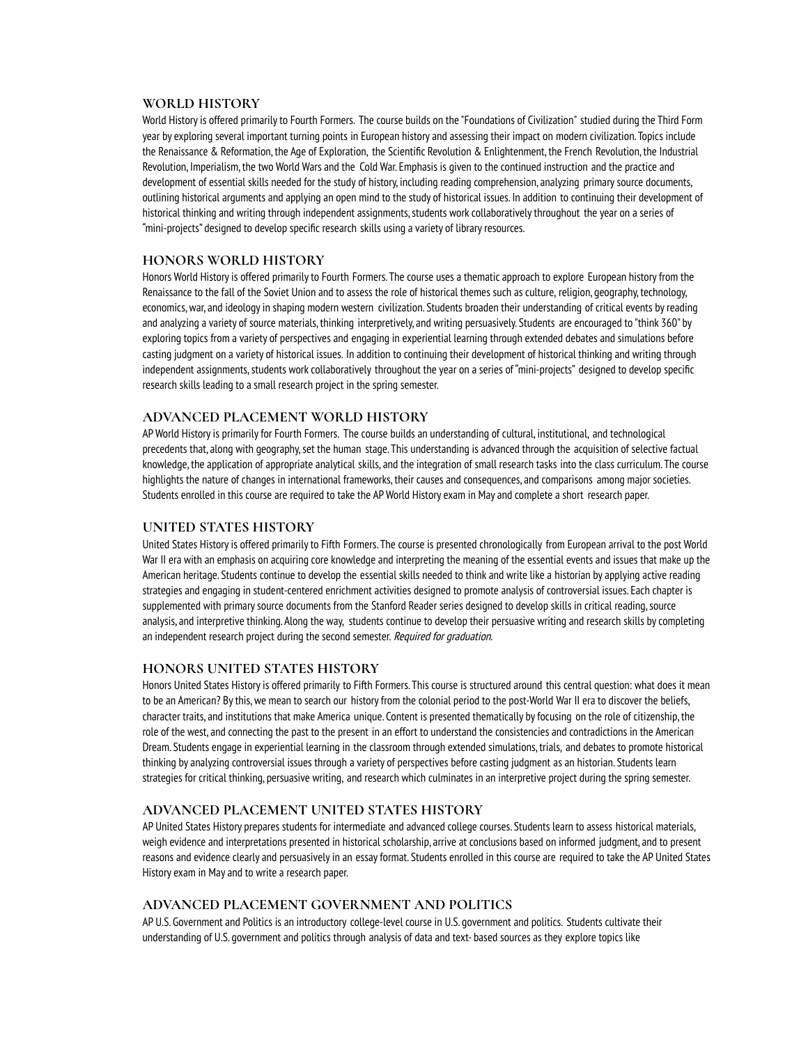### WORLD HISTORY

World History is offered primarily to Fourth Formers. The course builds on the "Foundations of Civilization" studied during the Third Form year by exploring several important turning points in European history and assessing their impact on modern civilization. Topics include the Renaissance & Reformation, the Age of Exploration, the Scientific Revolution & Enlightenment, the French Revolution, the Industrial Revolution, Imperialism, the two World Wars and the Cold War. Emphasis is given to the continued instruction and the practice and development of essential skills needed for the study of history, including reading comprehension, analyzing primary source documents, outlining historical arguments and applying an open mind to the study of historical issues. In addition to continuing their development of historical thinking and writing through independent assignments, students work collaboratively throughout the year on a series of "mini-projects" designed to develop specific research skills using a variety of library resources.

### HONORS WORLD HISTORY

Honors World History is offered primarily to Fourth Formers. The course uses a thematic approach to explore European history from the Renaissance to the fall of the Soviet Union and to assess the role of historical themes such as culture, religion, geography, technology, economics, war, and ideology in shaping modern western civilization. Students broaden their understanding of critical events by reading and analyzing a variety of source materials, thinking interpretively, and writing persuasively. Students are encouraged to "think 360" by exploring topics from a variety of perspectives and engaging in experiential learning through extended debates and simulations before casting judgment on a variety of historical issues. In addition to continuing their development of historical thinking and writing through independent assignments, students work collaboratively throughout the year on a series of "mini-projects" designed to develop specific research skills leading to a small research project in the spring semester.

### ADVANCED PLACEMENT WORLD HISTORY

AP World History is primarily for Fourth Formers. The course builds an understanding of cultural, institutional, and technological precedents that, along with geography, set the human stage. This understanding is advanced through the acquisition of selective factual knowledge, the application of appropriate analytical skills, and the integration of small research tasks into the class curriculum. The course highlights the nature of changes in international frameworks, their causes and consequences, and comparisons among major societies. Students enrolled in this course are required to take the AP World History exam in May and complete a short research paper.

### UNITED STATES HISTORY

United States History is offered primarily to Fifth Formers. The course is presented chronologically from European arrival to the post World War II era with an emphasis on acquiring core knowledge and interpreting the meaning of the essential events and issues that make up the American heritage. Students continue to develop the essential skills needed to think and write like a historian by applying active reading strategies and engaging in student-centered enrichment activities designed to promote analysis of controversial issues. Each chapter is supplemented with primary source documents from the Stanford Reader series designed to develop skills in critical reading, source analysis, and interpretive thinking. Along the way, students continue to develop their persuasive writing and research skills by completing an independent research project during the second semester. *Required for graduation.*

### HONORS UNITED STATES HISTORY

Honors United States History is offered primarily to Fifth Formers. This course is structured around this central question: what does it mean to be an American? By this, we mean to search our history from the colonial period to the post-World War II era to discover the beliefs, character traits, and institutions that make America unique. Content is presented thematically by focusing on the role of citizenship, the role of the west, and connecting the past to the present in an effort to understand the consistencies and contradictions in the American Dream. Students engage in experiential learning in the classroom through extended simulations, trials, and debates to promote historical thinking by analyzing controversial issues through a variety of perspectives before casting judgment as an historian. Students learn strategies for critical thinking, persuasive writing, and research which culminates in an interpretive project during the spring semester.

### ADVANCED PLACEMENT UNITED STATES HISTORY

AP United States History prepares students for intermediate and advanced college courses. Students learn to assess historical materials, weigh evidence and interpretations presented in historical scholarship, arrive at conclusions based on informed judgment, and to present reasons and evidence clearly and persuasively in an essay format. Students enrolled in this course are required to take the AP United States History exam in May and to write a research paper.

### ADVANCED PLACEMENT GOVERNMENT AND POLITICS

AP U.S. Government and Politics is an introductory college-level course in U.S. government and politics. Students cultivate their understanding of U.S. government and politics through analysis of data and text- based sources as they explore topics like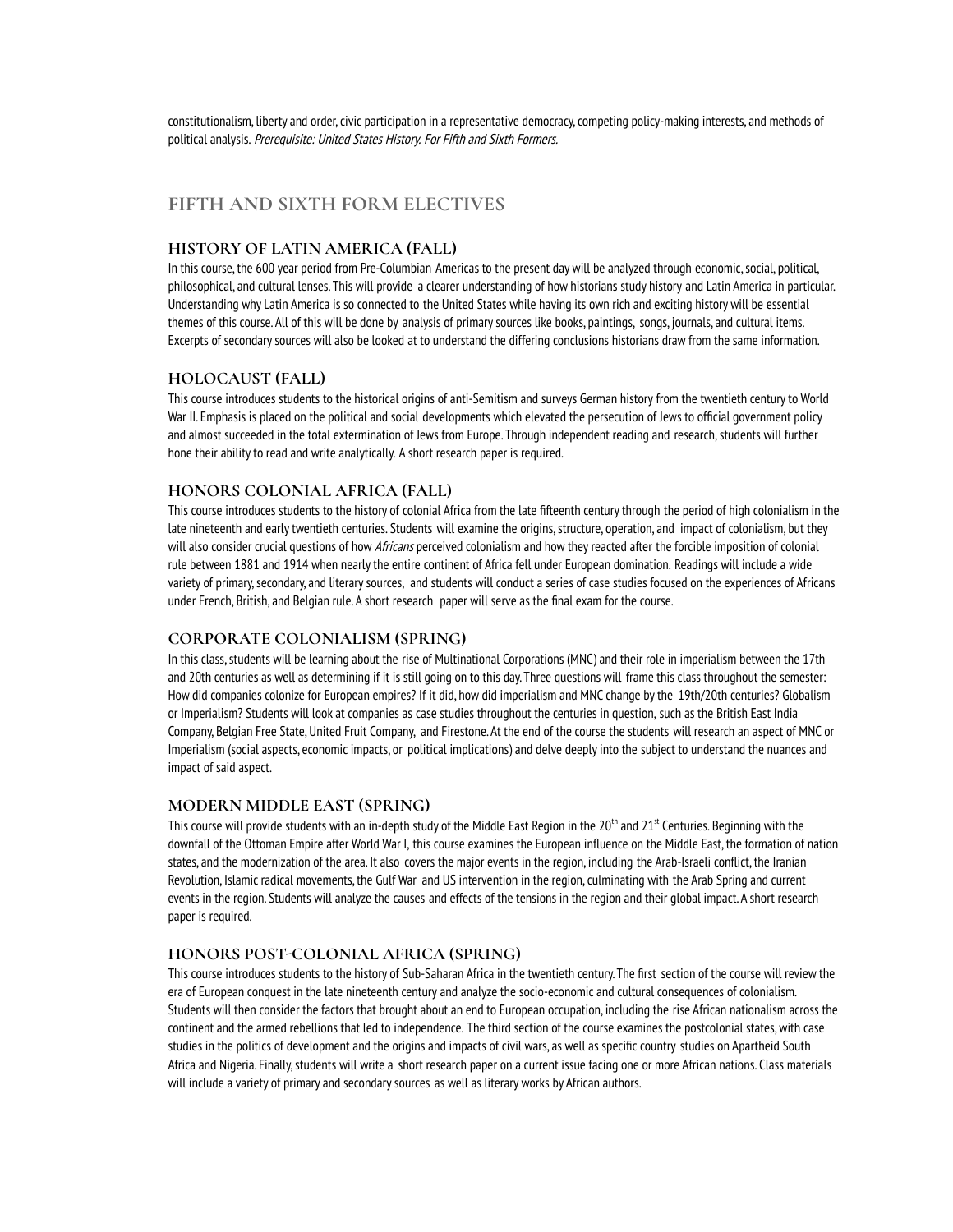constitutionalism, liberty and order, civic participation in a representative democracy, competing policy-making interests, and methods of political analysis. *Prerequisite: United States History. For Fifth and Sixth Formers.*

## FIFTH AND SIXTH FORM ELECTIVES

### HISTORY OF LATIN AMERICA (FALL)

In this course, the 600 year period from Pre-Columbian Americas to the present day will be analyzed through economic, social, political, philosophical, and cultural lenses. This will provide a clearer understanding of how historians study history and Latin America in particular. Understanding why Latin America is so connected to the United States while having its own rich and exciting history will be essential themes of this course. All of this will be done by analysis of primary sources like books, paintings, songs, journals, and cultural items. Excerpts of secondary sources will also be looked at to understand the differing conclusions historians draw from the same information.

### HOLOCAUST (FALL)

This course introduces students to the historical origins of anti-Semitism and surveys German history from the twentieth century to World War II. Emphasis is placed on the political and social developments which elevated the persecution of Jews to official government policy and almost succeeded in the total extermination of Jews from Europe. Through independent reading and research, students will further hone their ability to read and write analytically. A short research paper is required.

### HONORS COLONIAL AFRICA (FALL)

This course introduces students to the history of colonial Africa from the late fifteenth century through the period of high colonialism in the late nineteenth and early twentieth centuries. Students will examine the origins, structure, operation, and impact of colonialism, but they will also consider crucial questions of how *Africans* perceived colonialism and how they reacted after the forcible imposition of colonial rule between 1881 and 1914 when nearly the entire continent of Africa fell under European domination. Readings will include a wide variety of primary, secondary, and literary sources, and students will conduct a series of case studies focused on the experiences of Africans under French, British, and Belgian rule. A short research paper will serve as the final exam for the course.

### CORPORATE COLONIALISM (SPRING)

In this class, students will be learning about the rise of Multinational Corporations (MNC) and their role in imperialism between the 17th and 20th centuries as well as determining if it is still going on to this day. Three questions will frame this class throughout the semester: How did companies colonize for European empires? If it did, how did imperialism and MNC change by the 19th/20th centuries? Globalism or Imperialism? Students will look at companies as case studies throughout the centuries in question, such as the British East India Company, Belgian Free State, United Fruit Company, and Firestone. At the end of the course the students will research an aspect of MNC or Imperialism (social aspects, economic impacts, or political implications) and delve deeply into the subject to understand the nuances and impact of said aspect.

### MODERN MIDDLE EAST (SPRING)

This course will provide students with an in-depth study of the Middle East Region in the 20th and 21st Centuries. Beginning with the downfall of the Ottoman Empire after World War I, this course examines the European influence on the Middle East, the formation of nation states, and the modernization of the area. It also covers the major events in the region, including the Arab-Israeli conflict, the Iranian Revolution, Islamic radical movements, the Gulf War and US intervention in the region, culminating with the Arab Spring and current events in the region. Students will analyze the causes and effects of the tensions in the region and their global impact. A short research paper is required.

### HONORS POST-COLONIAL AFRICA (SPRING)

This course introduces students to the history of Sub-Saharan Africa in the twentieth century. The first section of the course will review the era of European conquest in the late nineteenth century and analyze the socio-economic and cultural consequences of colonialism. Students will then consider the factors that brought about an end to European occupation, including the rise African nationalism across the continent and the armed rebellions that led to independence. The third section of the course examines the postcolonial states, with case studies in the politics of development and the origins and impacts of civil wars, as well as specific country studies on Apartheid South Africa and Nigeria. Finally, students will write a short research paper on a current issue facing one or more African nations. Class materials will include a variety of primary and secondary sources as well as literary works by African authors.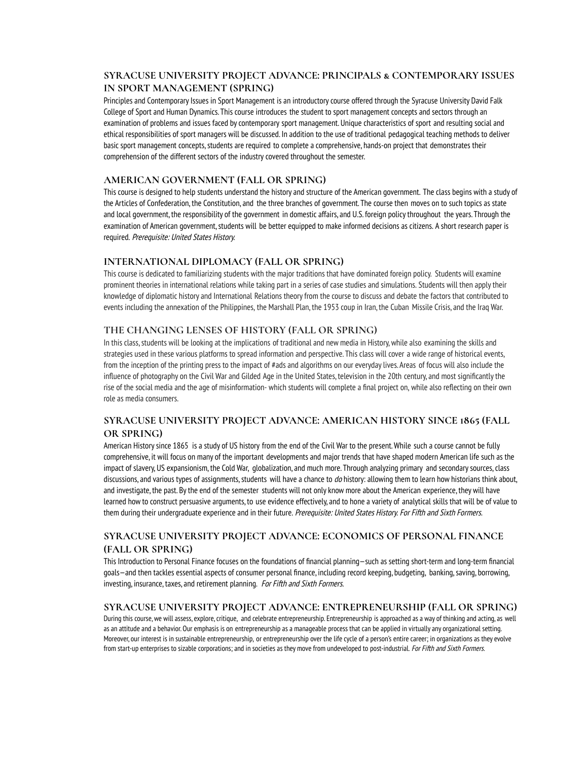### SYRACUSE UNIVERSITY PROJECT ADVANCE: PRINCIPALS & CONTEMPORARY ISSUES IN SPORT MANAGEMENT (SPRING)

Principles and Contemporary Issues in Sport Management is an introductory course offered through the Syracuse University David Falk College of Sport and Human Dynamics. This course introduces the student to sport management concepts and sectors through an examination of problems and issues faced by contemporary sport management. Unique characteristics of sport and resulting social and ethical responsibilities of sport managers will be discussed. In addition to the use of traditional pedagogical teaching methods to deliver basic sport management concepts, students are required to complete a comprehensive, hands-on project that demonstrates their comprehension of the different sectors of the industry covered throughout the semester.

### AMERICAN GOVERNMENT (FALL OR SPRING)

This course is designed to help students understand the history and structure of the American government. The class begins with a study of the Articles of Confederation, the Constitution, and the three branches of government. The course then moves on to such topics as state and local government, the responsibility of the government in domestic affairs, and U.S. foreign policy throughout the years. Through the examination of American government, students will be better equipped to make informed decisions as citizens. A short research paper is required. *Prerequisite: United States History.*

### INTERNATIONAL DIPLOMACY (FALL OR SPRING)

This course is dedicated to familiarizing students with the major traditions that have dominated foreign policy. Students will examine prominent theories in international relations while taking part in a series of case studies and simulations. Students will then apply their knowledge of diplomatic history and International Relations theory from the course to discuss and debate the factors that contributed to events including the annexation of the Philippines, the Marshall Plan, the 1953 coup in Iran, the Cuban Missile Crisis, and the Iraq War.

### THE CHANGING LENSES OF HISTORY (FALL OR SPRING)

In this class, students will be looking at the implications of traditional and new media in History, while also examining the skills and strategies used in these various platforms to spread information and perspective. This class will cover a wide range of historical events, from the inception of the printing press to the impact of #ads and algorithms on our everyday lives. Areas of focus will also include the influence of photography on the Civil War and Gilded Age in the United States, television in the 20th century, and most significantly the rise of the social media and the age of misinformation- which students will complete a final project on, while also reflecting on their own role as media consumers.

### SYRACUSE UNIVERSITY PROJECT ADVANCE: AMERICAN HISTORY SINCE 1865 (FALL OR SPRING)

American History since 1865 is a study of US history from the end of the Civil War to the present. While such a course cannot be fully comprehensive, it will focus on many of the important developments and major trends that have shaped modern American life such as the impact of slavery, US expansionism, the Cold War, globalization, and much more. Through analyzing primary and secondary sources, class discussions, and various types of assignments, students will have a chance to *do* history: allowing them to learn how historians think about, and investigate, the past. By the end of the semester students will not only know more about the American experience, they will have learned how to construct persuasive arguments, to use evidence effectively, and to hone a variety of analytical skills that will be of value to them during their undergraduate experience and in their future. *Prerequisite: United States History. For Fifth and Sixth Formers.*

### SYRACUSE UNIVERSITY PROJECT ADVANCE: ECONOMICS OF PERSONAL FINANCE (FALL OR SPRING)

This Introduction to Personal Finance focuses on the foundations of financial planning—such as setting short-term and long-term financial goals—and then tackles essential aspects of consumer personal finance, including record keeping, budgeting, banking, saving, borrowing, investing, insurance, taxes, and retirement planning. *For Fifth and Sixth Formers.*

### SYRACUSE UNIVERSITY PROJECT ADVANCE: ENTREPRENEURSHIP (FALL OR SPRING)

During this course, we will assess, explore, critique, and celebrate entrepreneurship. Entrepreneurship is approached as a way of thinking and acting, as well as an attitude and a behavior. Our emphasis is on entrepreneurship as a manageable process that can be applied in virtually any organizational setting. Moreover, our interest is in sustainable entrepreneurship, or entrepreneurship over the life cycle of a person's entire career; in organizations as they evolve from start-up enterprises to sizable corporations; and in societies as they move from undeveloped to post-industrial. *For Fifth and Sixth Formers.*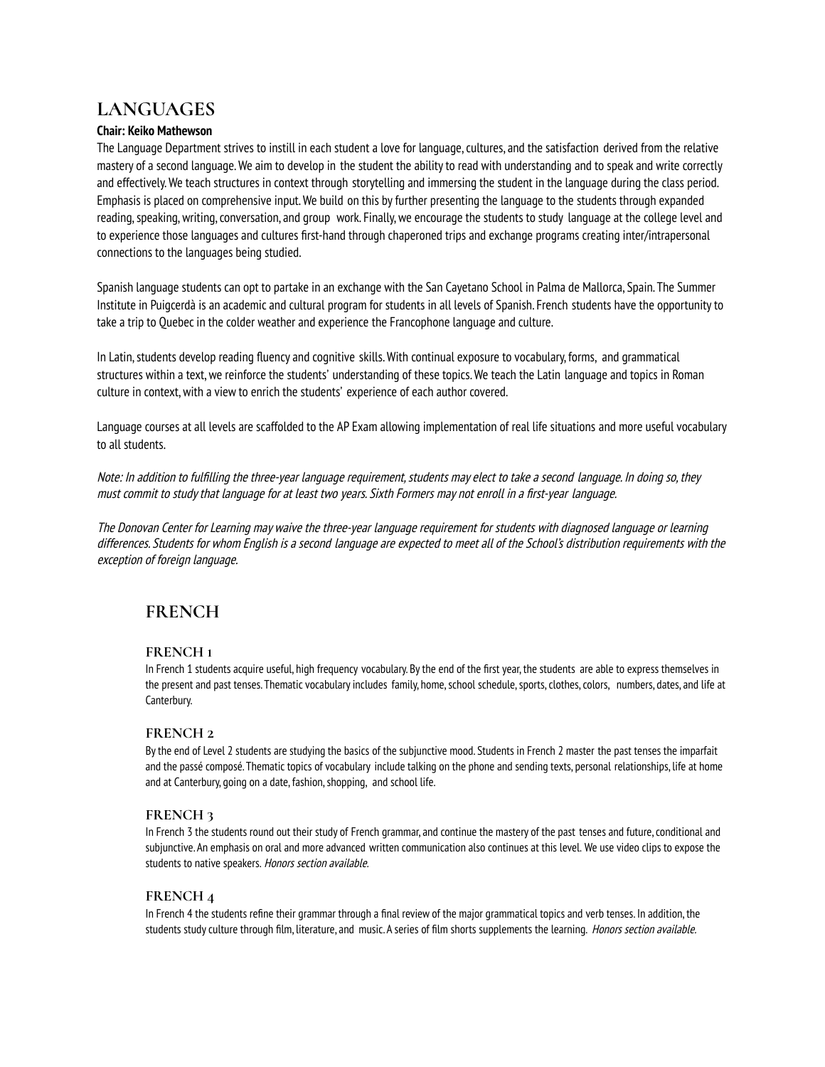# LANGUAGES

**Chair: Keiko Mathewson**

The Language Department strives to instill in each student a love for language, cultures, and the satisfaction derived from the relative mastery of a second language. We aim to develop in the student the ability to read with understanding and to speak and write correctly and effectively. We teach structures in context through storytelling and immersing the student in the language during the class period. Emphasis is placed on comprehensive input. We build on this by further presenting the language to the students through expanded reading, speaking, writing, conversation, and group work. Finally, we encourage the students to study language at the college level and to experience those languages and cultures first-hand through chaperoned trips and exchange programs creating inter/intrapersonal connections to the languages being studied.

Spanish language students can opt to partake in an exchange with the San Cayetano School in Palma de Mallorca, Spain. The Summer Institute in Puigcerdà is an academic and cultural program for students in all levels of Spanish. French students have the opportunity to take a trip to Quebec in the colder weather and experience the Francophone language and culture.

In Latin, students develop reading fluency and cognitive skills. With continual exposure to vocabulary, forms, and grammatical structures within a text, we reinforce the students' understanding of these topics. We teach the Latin language and topics in Roman culture in context, with a view to enrich the students' experience of each author covered.

Language courses at all levels are scaffolded to the AP Exam allowing implementation of real life situations and more useful vocabulary to all students.

*Note: In addition to fulfilling the three-year language requirement, students may elect to take a second language. In doing so, they must commit to study that language for at least two years. Sixth Formers may not enroll in a first-year language.*

*The Donovan Center for Learning may waive the three-year language requirement for students with diagnosed language or learning differences. Students for whom English is a second language are expected to meet all of the School's distribution requirements with the exception of foreign language.*

## FRENCH

### FRENCH 1

In French 1 students acquire useful, high frequency vocabulary. By the end of the first year, the students are able to express themselves in the present and past tenses. Thematic vocabulary includes family, home, school schedule, sports, clothes, colors, numbers, dates, and life at Canterbury.

### FRENCH 2

By the end of Level 2 students are studying the basics of the subjunctive mood. Students in French 2 master the past tenses the imparfait and the passé composé. Thematic topics of vocabulary include talking on the phone and sending texts, personal relationships, life at home and at Canterbury, going on a date, fashion, shopping, and school life.

### FRENCH 3

In French 3 the students round out their study of French grammar, and continue the mastery of the past tenses and future, conditional and subjunctive. An emphasis on oral and more advanced written communication also continues at this level. We use video clips to expose the students to native speakers. *Honors section available.*

### FRENCH 4

In French 4 the students refine their grammar through a final review of the major grammatical topics and verb tenses. In addition, the students study culture through film, literature, and music. A series of film shorts supplements the learning. *Honors section available.*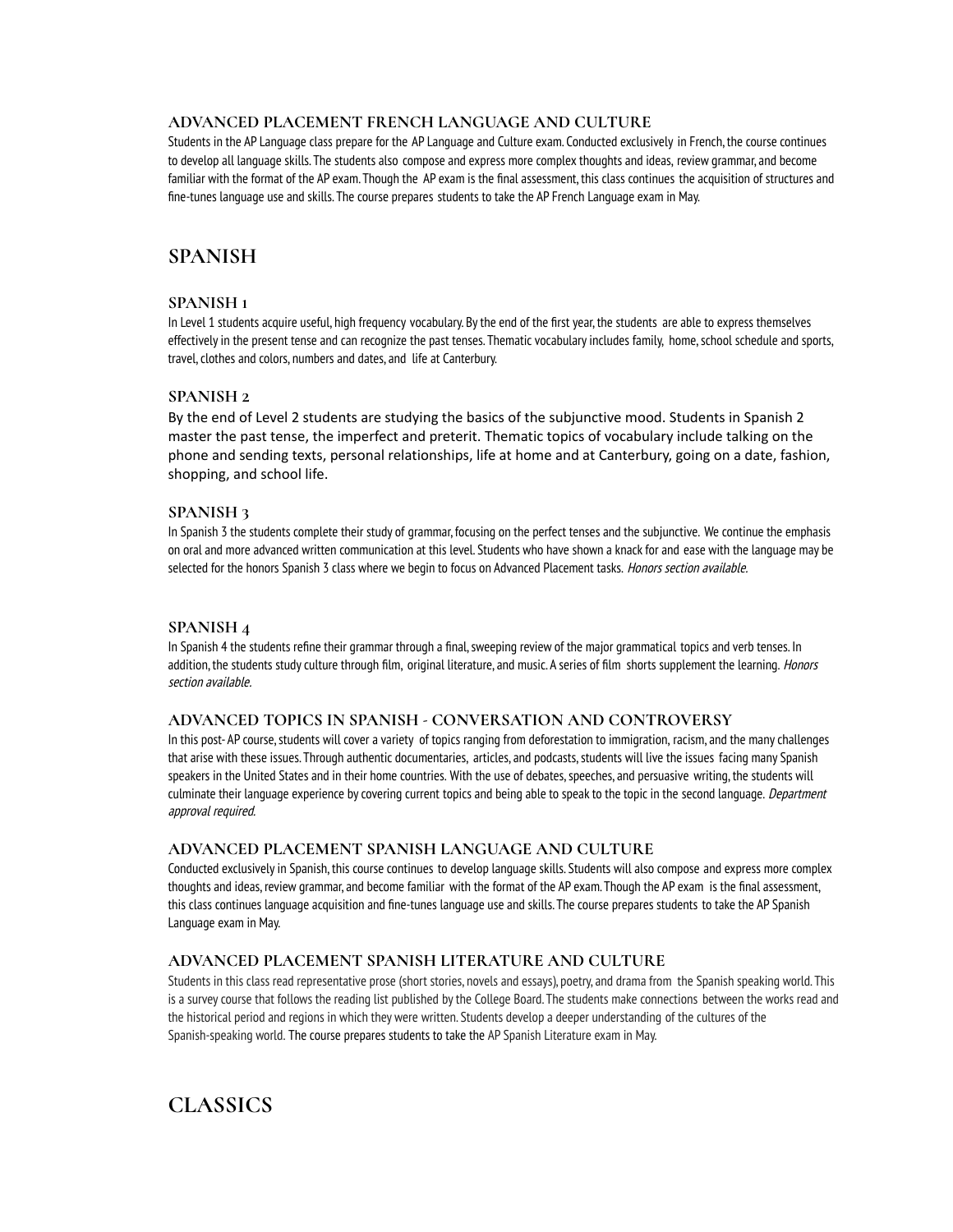### ADVANCED PLACEMENT FRENCH LANGUAGE AND CULTURE

Students in the AP Language class prepare for the AP Language and Culture exam. Conducted exclusively in French, the course continues to develop all language skills. The students also compose and express more complex thoughts and ideas, review grammar, and become familiar with the format of the AP exam. Though the AP exam is the final assessment, this class continues the acquisition of structures and fine-tunes language use and skills. The course prepares students to take the AP French Language exam in May.

## SPANISH

### SPANISH 1

In Level 1 students acquire useful, high frequency vocabulary. By the end of the first year, the students are able to express themselves effectively in the present tense and can recognize the past tenses. Thematic vocabulary includes family, home, school schedule and sports, travel, clothes and colors, numbers and dates, and life at Canterbury.

### SPANISH 2

By the end of Level 2 students are studying the basics of the subjunctive mood. Students in Spanish 2 master the past tense, the imperfect and preterit. Thematic topics of vocabulary include talking on the phone and sending texts, personal relationships, life at home and at Canterbury, going on a date, fashion, shopping, and school life.

### SPANISH 3

In Spanish 3 the students complete their study of grammar, focusing on the perfect tenses and the subjunctive. We continue the emphasis on oral and more advanced written communication at this level. Students who have shown a knack for and ease with the language may be selected for the honors Spanish 3 class where we begin to focus on Advanced Placement tasks. *Honors section available.*

### SPANISH 4

In Spanish 4 the students refine their grammar through a final, sweeping review of the major grammatical topics and verb tenses. In addition, the students study culture through film, original literature, and music. A series of film shorts supplement the learning. *Honors section available.*

### ADVANCED TOPICS IN SPANISH - CONVERSATION AND CONTROVERSY

In this post- AP course, students will cover a variety of topics ranging from deforestation to immigration, racism, and the many challenges that arise with these issues. Through authentic documentaries, articles, and podcasts, students will live the issues facing many Spanish speakers in the United States and in their home countries. With the use of debates, speeches, and persuasive writing, the students will culminate their language experience by covering current topics and being able to speak to the topic in the second language. *Department approval required.*

### ADVANCED PLACEMENT SPANISH LANGUAGE AND CULTURE

Conducted exclusively in Spanish, this course continues to develop language skills. Students will also compose and express more complex thoughts and ideas, review grammar, and become familiar with the format of the AP exam. Though the AP exam is the final assessment, this class continues language acquisition and fine-tunes language use and skills. The course prepares students to take the AP Spanish Language exam in May.

### ADVANCED PLACEMENT SPANISH LITERATURE AND CULTURE

Students in this class read representative prose (short stories, novels and essays), poetry, and drama from the Spanish speaking world. This is a survey course that follows the reading list published by the College Board. The students make connections between the works read and the historical period and regions in which they were written. Students develop a deeper understanding of the cultures of the Spanish-speaking world. The course prepares students to take the AP Spanish Literature exam in May.

## CLASSICS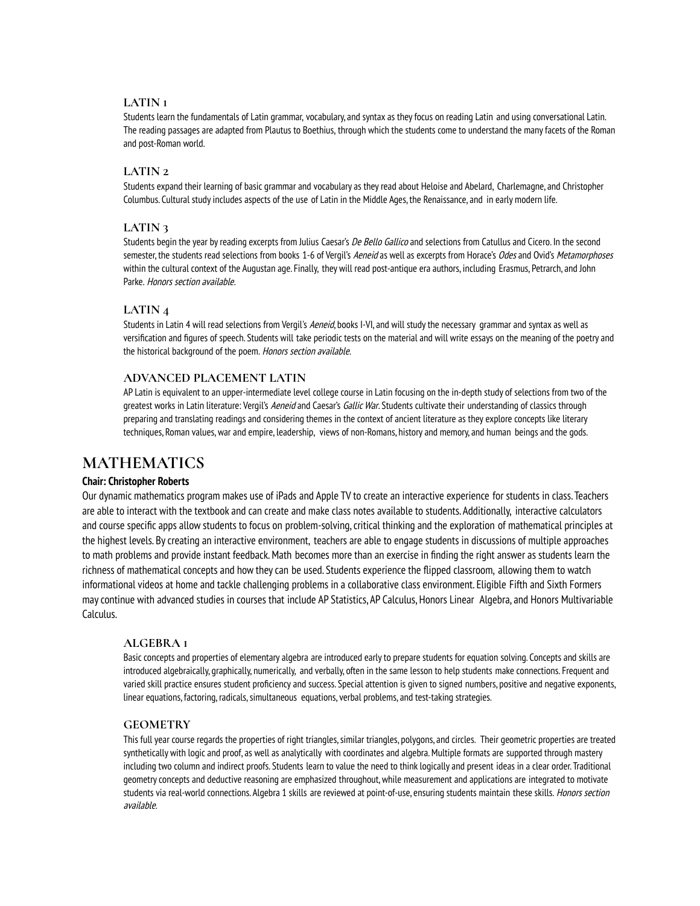### LATIN 1

Students learn the fundamentals of Latin grammar, vocabulary, and syntax as they focus on reading Latin and using conversational Latin. The reading passages are adapted from Plautus to Boethius, through which the students come to understand the many facets of the Roman and post-Roman world.

### LATIN 2

Students expand their learning of basic grammar and vocabulary as they read about Heloise and Abelard, Charlemagne, and Christopher Columbus. Cultural study includes aspects of the use of Latin in the Middle Ages, the Renaissance, and in early modern life.

### LATIN 3

Students begin the year by reading excerpts from Julius Caesar's *De Bello Gallico* and selections from Catullus and Cicero. In the second semester, the students read selections from books 1-6 of Vergil's *Aeneid* as well as excerpts from Horace's *Odes* and Ovid's *Metamorphoses* within the cultural context of the Augustan age. Finally, they will read post-antique era authors, including Erasmus, Petrarch, and John Parke. *Honors section available.*

### LATIN 4

Students in Latin 4 will read selections from Vergil's *Aeneid*, books I-VI, and will study the necessary grammar and syntax as well as versification and figures of speech. Students will take periodic tests on the material and will write essays on the meaning of the poetry and the historical background of the poem. *Honors section available.*

### ADVANCED PLACEMENT LATIN

AP Latin is equivalent to an upper-intermediate level college course in Latin focusing on the in-depth study of selections from two of the greatest works in Latin literature: Vergil's *Aeneid* and Caesar's *Gallic War*. Students cultivate their understanding of classics through preparing and translating readings and considering themes in the context of ancient literature as they explore concepts like literary techniques, Roman values, war and empire, leadership, views of non-Romans, history and memory, and human beings and the gods.

## MATHEMATICS

**Chair: Christopher Roberts**

Our dynamic mathematics program makes use of iPads and Apple TV to create an interactive experience for students in class. Teachers are able to interact with the textbook and can create and make class notes available to students. Additionally, interactive calculators and course specific apps allow students to focus on problem-solving, critical thinking and the exploration of mathematical principles at the highest levels. By creating an interactive environment, teachers are able to engage students in discussions of multiple approaches to math problems and provide instant feedback. Math becomes more than an exercise in finding the right answer as students learn the richness of mathematical concepts and how they can be used. Students experience the flipped classroom, allowing them to watch informational videos at home and tackle challenging problems in a collaborative class environment. Eligible Fifth and Sixth Formers may continue with advanced studies in courses that include AP Statistics, AP Calculus, Honors Linear Algebra, and Honors Multivariable Calculus.

### ALGEBRA 1

Basic concepts and properties of elementary algebra are introduced early to prepare students for equation solving. Concepts and skills are introduced algebraically, graphically, numerically, and verbally, often in the same lesson to help students make connections. Frequent and varied skill practice ensures student proficiency and success. Special attention is given to signed numbers, positive and negative exponents, linear equations, factoring, radicals, simultaneous equations, verbal problems, and test-taking strategies.

### GEOMETRY

This full year course regards the properties of right triangles, similar triangles, polygons, and circles. Their geometric properties are treated synthetically with logic and proof, as well as analytically with coordinates and algebra. Multiple formats are supported through mastery including two column and indirect proofs. Students learn to value the need to think logically and present ideas in a clear order. Traditional geometry concepts and deductive reasoning are emphasized throughout, while measurement and applications are integrated to motivate students via real-world connections. Algebra 1 skills are reviewed at point-of-use, ensuring students maintain these skills. *Honors section available.*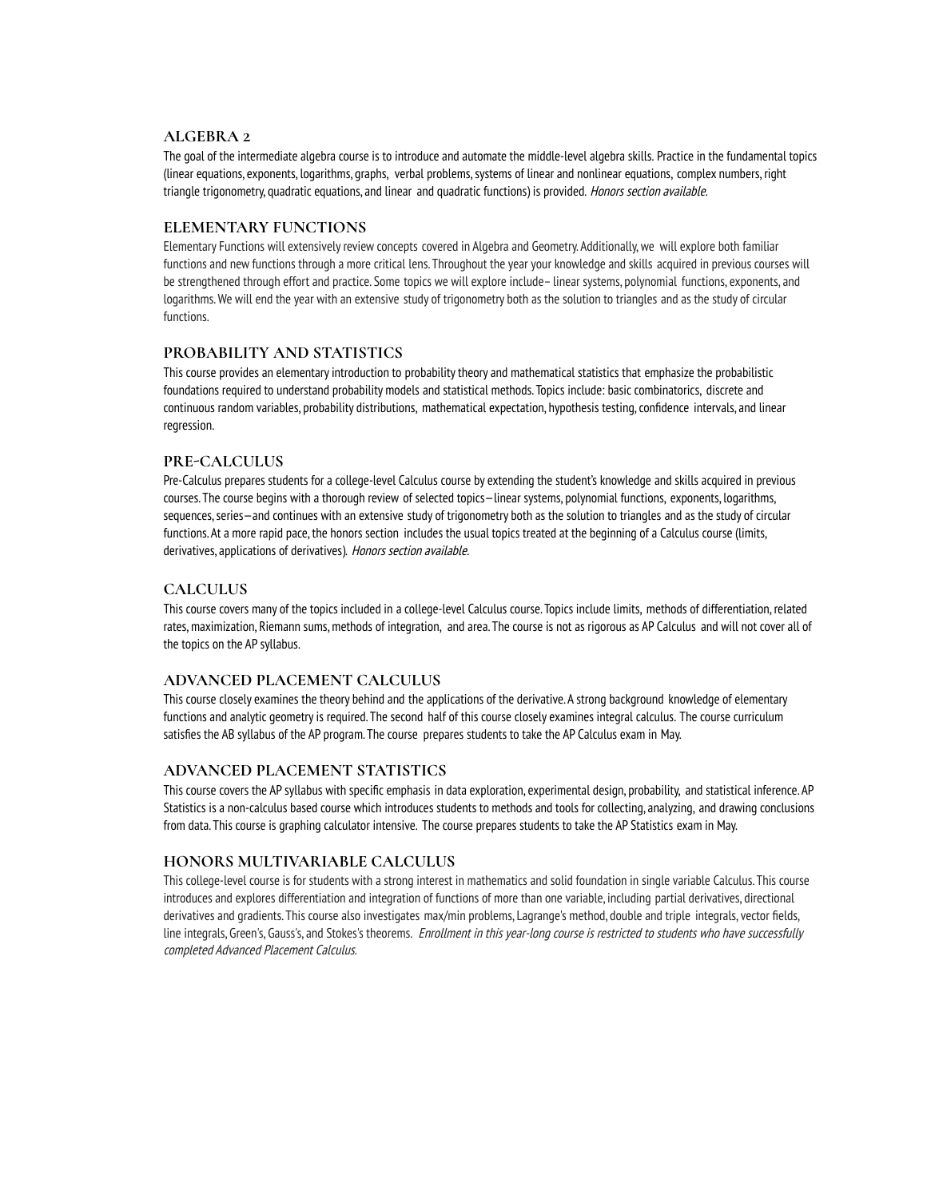### ALGEBRA 2

The goal of the intermediate algebra course is to introduce and automate the middle-level algebra skills. Practice in the fundamental topics (linear equations, exponents, logarithms, graphs, verbal problems, systems of linear and nonlinear equations, complex numbers, right triangle trigonometry, quadratic equations, and linear and quadratic functions) is provided. *Honors section available.*

### ELEMENTARY FUNCTIONS

Elementary Functions will extensively review concepts covered in Algebra and Geometry. Additionally, we will explore both familiar functions and new functions through a more critical lens. Throughout the year your knowledge and skills acquired in previous courses will be strengthened through effort and practice. Some topics we will explore include– linear systems, polynomial functions, exponents, and logarithms. We will end the year with an extensive study of trigonometry both as the solution to triangles and as the study of circular functions.

### PROBABILITY AND STATISTICS

This course provides an elementary introduction to probability theory and mathematical statistics that emphasize the probabilistic foundations required to understand probability models and statistical methods. Topics include: basic combinatorics, discrete and continuous random variables, probability distributions, mathematical expectation, hypothesis testing, confidence intervals, and linear regression.

### PRE-CALCULUS

Pre-Calculus prepares students for a college-level Calculus course by extending the student's knowledge and skills acquired in previous courses. The course begins with a thorough review of selected topics—linear systems, polynomial functions, exponents, logarithms, sequences, series—and continues with an extensive study of trigonometry both as the solution to triangles and as the study of circular functions. At a more rapid pace, the honors section includes the usual topics treated at the beginning of a Calculus course (limits, derivatives, applications of derivatives). *Honors section available.*

### CALCULUS

This course covers many of the topics included in a college-level Calculus course. Topics include limits, methods of differentiation, related rates, maximization, Riemann sums, methods of integration, and area. The course is not as rigorous as AP Calculus and will not cover all of the topics on the AP syllabus.

### ADVANCED PLACEMENT CALCULUS

This course closely examines the theory behind and the applications of the derivative. A strong background knowledge of elementary functions and analytic geometry is required. The second half of this course closely examines integral calculus. The course curriculum satisfies the AB syllabus of the AP program. The course prepares students to take the AP Calculus exam in May.

### ADVANCED PLACEMENT STATISTICS

This course covers the AP syllabus with specific emphasis in data exploration, experimental design, probability, and statistical inference. AP Statistics is a non-calculus based course which introduces students to methods and tools for collecting, analyzing, and drawing conclusions from data. This course is graphing calculator intensive. The course prepares students to take the AP Statistics exam in May.

### HONORS MULTIVARIABLE CALCULUS

This college-level course is for students with a strong interest in mathematics and solid foundation in single variable Calculus. This course introduces and explores differentiation and integration of functions of more than one variable, including partial derivatives, directional derivatives and gradients. This course also investigates max/min problems, Lagrange's method, double and triple integrals, vector fields, line integrals, Green's, Gauss's, and Stokes's theorems. *Enrollment in this year-long course is restricted to students who have successfully completed Advanced Placement Calculus.*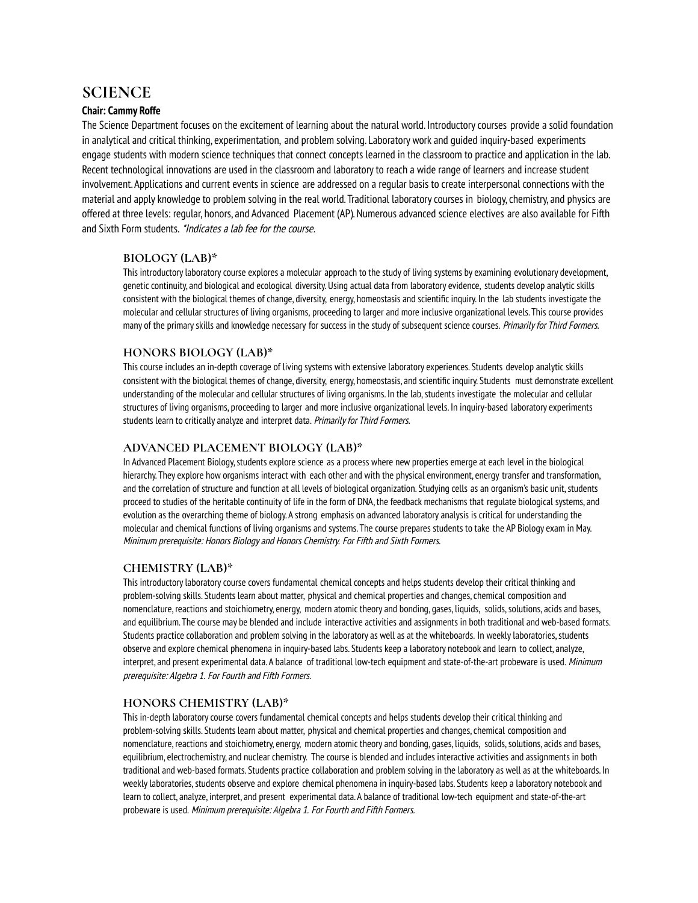# SCIENCE

**Chair: Cammy Roffe**

The Science Department focuses on the excitement of learning about the natural world. Introductory courses provide a solid foundation in analytical and critical thinking, experimentation, and problem solving. Laboratory work and guided inquiry-based experiments engage students with modern science techniques that connect concepts learned in the classroom to practice and application in the lab. Recent technological innovations are used in the classroom and laboratory to reach a wide range of learners and increase student involvement. Applications and current events in science are addressed on a regular basis to create interpersonal connections with the material and apply knowledge to problem solving in the real world. Traditional laboratory courses in biology, chemistry, and physics are offered at three levels: regular, honors, and Advanced Placement (AP). Numerous advanced science electives are also available for Fifth and Sixth Form students. *\*Indicates a lab fee for the course.*

## BIOLOGY (LAB)*

This introductory laboratory course explores a molecular approach to the study of living systems by examining evolutionary development, genetic continuity, and biological and ecological diversity. Using actual data from laboratory evidence, students develop analytic skills consistent with the biological themes of change, diversity, energy, homeostasis and scientific inquiry. In the lab students investigate the molecular and cellular structures of living organisms, proceeding to larger and more inclusive organizational levels. This course provides many of the primary skills and knowledge necessary for success in the study of subsequent science courses. *Primarily for Third Formers.*

## HONORS BIOLOGY (LAB)*

This course includes an in-depth coverage of living systems with extensive laboratory experiences. Students develop analytic skills consistent with the biological themes of change, diversity, energy, homeostasis, and scientific inquiry. Students must demonstrate excellent understanding of the molecular and cellular structures of living organisms. In the lab, students investigate the molecular and cellular structures of living organisms, proceeding to larger and more inclusive organizational levels. In inquiry-based laboratory experiments students learn to critically analyze and interpret data. *Primarily for Third Formers.*

## ADVANCED PLACEMENT BIOLOGY (LAB)*

In Advanced Placement Biology, students explore science as a process where new properties emerge at each level in the biological hierarchy. They explore how organisms interact with each other and with the physical environment, energy transfer and transformation, and the correlation of structure and function at all levels of biological organization. Studying cells as an organism's basic unit, students proceed to studies of the heritable continuity of life in the form of DNA, the feedback mechanisms that regulate biological systems, and evolution as the overarching theme of biology. A strong emphasis on advanced laboratory analysis is critical for understanding the molecular and chemical functions of living organisms and systems. The course prepares students to take the AP Biology exam in May. *Minimum prerequisite: Honors Biology and Honors Chemistry. For Fifth and Sixth Formers.*

## CHEMISTRY (LAB)*

This introductory laboratory course covers fundamental chemical concepts and helps students develop their critical thinking and problem-solving skills. Students learn about matter, physical and chemical properties and changes, chemical composition and nomenclature, reactions and stoichiometry, energy, modern atomic theory and bonding, gases, liquids, solids, solutions, acids and bases, and equilibrium. The course may be blended and include interactive activities and assignments in both traditional and web-based formats. Students practice collaboration and problem solving in the laboratory as well as at the whiteboards. In weekly laboratories, students observe and explore chemical phenomena in inquiry-based labs. Students keep a laboratory notebook and learn to collect, analyze, interpret, and present experimental data. A balance of traditional low-tech equipment and state-of-the-art probeware is used. *Minimum prerequisite: Algebra 1. For Fourth and Fifth Formers.*

## HONORS CHEMISTRY (LAB)*

This in-depth laboratory course covers fundamental chemical concepts and helps students develop their critical thinking and problem-solving skills. Students learn about matter, physical and chemical properties and changes, chemical composition and nomenclature, reactions and stoichiometry, energy, modern atomic theory and bonding, gases, liquids, solids, solutions, acids and bases, equilibrium, electrochemistry, and nuclear chemistry. The course is blended and includes interactive activities and assignments in both traditional and web-based formats. Students practice collaboration and problem solving in the laboratory as well as at the whiteboards. In weekly laboratories, students observe and explore chemical phenomena in inquiry-based labs. Students keep a laboratory notebook and learn to collect, analyze, interpret, and present experimental data. A balance of traditional low-tech equipment and state-of-the-art probeware is used. *Minimum prerequisite: Algebra 1. For Fourth and Fifth Formers.*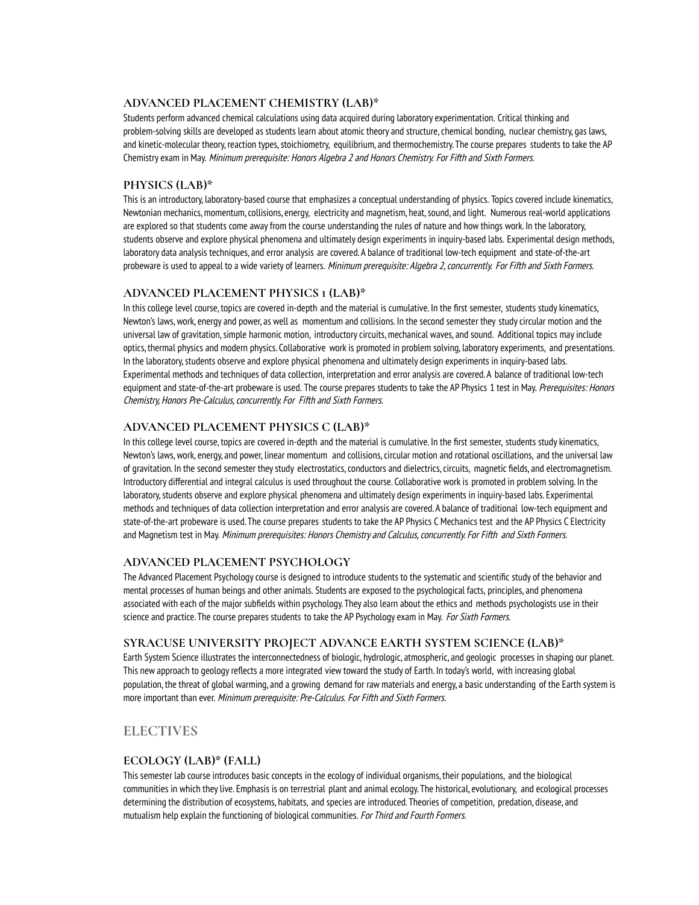### ADVANCED PLACEMENT CHEMISTRY (LAB)*

Students perform advanced chemical calculations using data acquired during laboratory experimentation. Critical thinking and problem-solving skills are developed as students learn about atomic theory and structure, chemical bonding, nuclear chemistry, gas laws, and kinetic-molecular theory, reaction types, stoichiometry, equilibrium, and thermochemistry. The course prepares students to take the AP Chemistry exam in May. *Minimum prerequisite: Honors Algebra 2 and Honors Chemistry. For Fifth and Sixth Formers.*

### PHYSICS (LAB)*

This is an introductory, laboratory-based course that emphasizes a conceptual understanding of physics. Topics covered include kinematics, Newtonian mechanics, momentum, collisions, energy, electricity and magnetism, heat, sound, and light. Numerous real-world applications are explored so that students come away from the course understanding the rules of nature and how things work. In the laboratory, students observe and explore physical phenomena and ultimately design experiments in inquiry-based labs. Experimental design methods, laboratory data analysis techniques, and error analysis are covered. A balance of traditional low-tech equipment and state-of-the-art probeware is used to appeal to a wide variety of learners. *Minimum prerequisite: Algebra 2, concurrently. For Fifth and Sixth Formers.*

### ADVANCED PLACEMENT PHYSICS 1 (LAB)*

In this college level course, topics are covered in-depth and the material is cumulative. In the first semester, students study kinematics, Newton's laws, work, energy and power, as well as momentum and collisions. In the second semester they study circular motion and the universal law of gravitation, simple harmonic motion, introductory circuits, mechanical waves, and sound. Additional topics may include optics, thermal physics and modern physics. Collaborative work is promoted in problem solving, laboratory experiments, and presentations. In the laboratory, students observe and explore physical phenomena and ultimately design experiments in inquiry-based labs. Experimental methods and techniques of data collection, interpretation and error analysis are covered. A balance of traditional low-tech equipment and state-of-the-art probeware is used. The course prepares students to take the AP Physics 1 test in May. *Prerequisites: Honors Chemistry, Honors Pre-Calculus, concurrently. For Fifth and Sixth Formers.*

### ADVANCED PLACEMENT PHYSICS C (LAB)*

In this college level course, topics are covered in-depth and the material is cumulative. In the first semester, students study kinematics, Newton's laws, work, energy, and power, linear momentum and collisions, circular motion and rotational oscillations, and the universal law of gravitation. In the second semester they study electrostatics, conductors and dielectrics, circuits, magnetic fields, and electromagnetism. Introductory differential and integral calculus is used throughout the course. Collaborative work is promoted in problem solving. In the laboratory, students observe and explore physical phenomena and ultimately design experiments in inquiry-based labs. Experimental methods and techniques of data collection interpretation and error analysis are covered. A balance of traditional low-tech equipment and state-of-the-art probeware is used. The course prepares students to take the AP Physics C Mechanics test and the AP Physics C Electricity and Magnetism test in May. *Minimum prerequisites: Honors Chemistry and Calculus, concurrently. For Fifth and Sixth Formers.*

### ADVANCED PLACEMENT PSYCHOLOGY

The Advanced Placement Psychology course is designed to introduce students to the systematic and scientific study of the behavior and mental processes of human beings and other animals. Students are exposed to the psychological facts, principles, and phenomena associated with each of the major subfields within psychology. They also learn about the ethics and methods psychologists use in their science and practice. The course prepares students to take the AP Psychology exam in May. *For Sixth Formers.*

### SYRACUSE UNIVERSITY PROJECT ADVANCE EARTH SYSTEM SCIENCE (LAB)*

Earth System Science illustrates the interconnectedness of biologic, hydrologic, atmospheric, and geologic processes in shaping our planet. This new approach to geology reflects a more integrated view toward the study of Earth. In today's world, with increasing global population, the threat of global warming, and a growing demand for raw materials and energy, a basic understanding of the Earth system is more important than ever. *Minimum prerequisite: Pre-Calculus. For Fifth and Sixth Formers.*

## ELECTIVES

### ECOLOGY (LAB)* (FALL)

This semester lab course introduces basic concepts in the ecology of individual organisms, their populations, and the biological communities in which they live. Emphasis is on terrestrial plant and animal ecology. The historical, evolutionary, and ecological processes determining the distribution of ecosystems, habitats, and species are introduced. Theories of competition, predation, disease, and mutualism help explain the functioning of biological communities. *For Third and Fourth Formers.*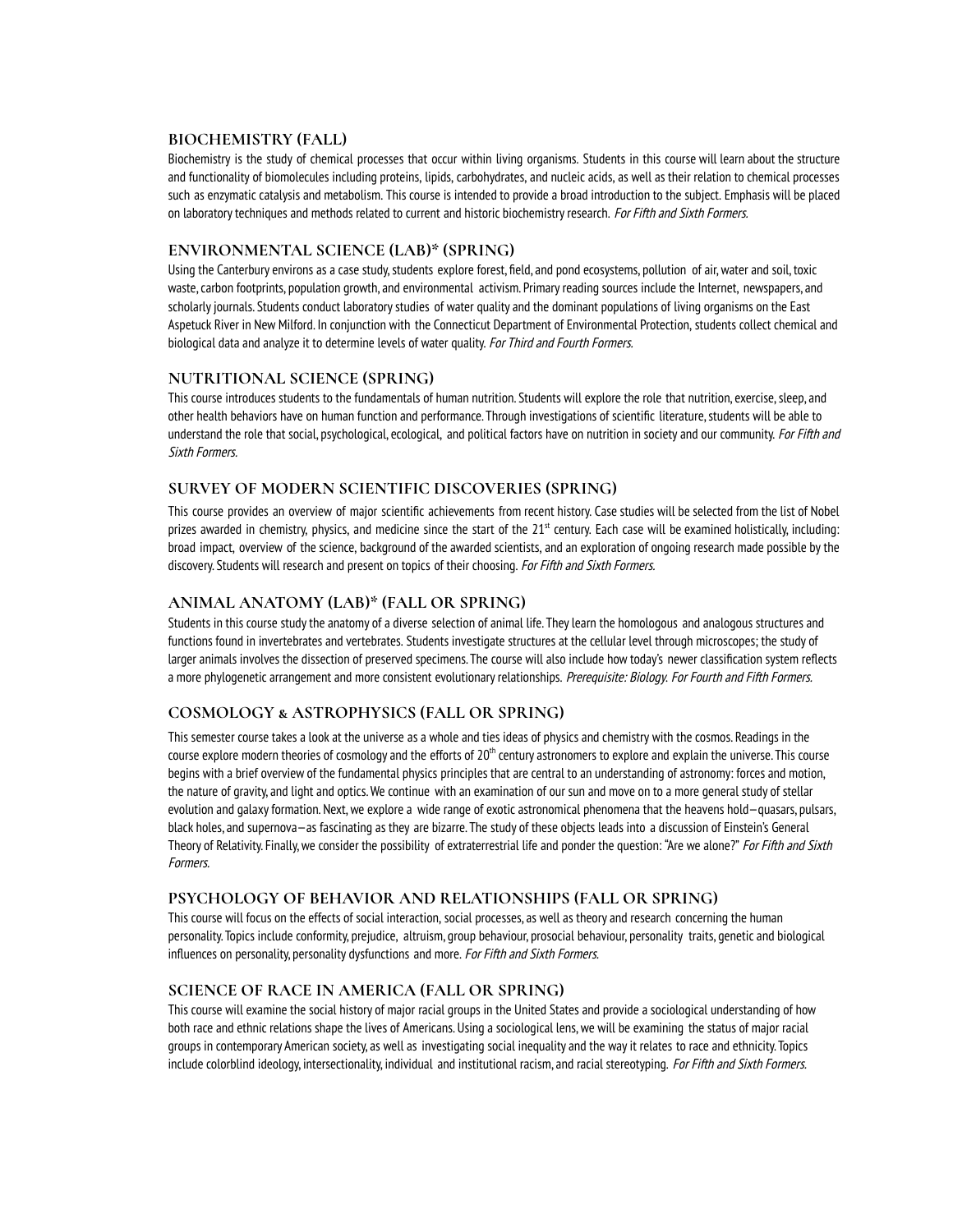### BIOCHEMISTRY (FALL)

Biochemistry is the study of chemical processes that occur within living organisms. Students in this course will learn about the structure and functionality of biomolecules including proteins, lipids, carbohydrates, and nucleic acids, as well as their relation to chemical processes such as enzymatic catalysis and metabolism. This course is intended to provide a broad introduction to the subject. Emphasis will be placed on laboratory techniques and methods related to current and historic biochemistry research. *For Fifth and Sixth Formers.*

### ENVIRONMENTAL SCIENCE (LAB)* (SPRING)

Using the Canterbury environs as a case study, students explore forest, field, and pond ecosystems, pollution of air, water and soil, toxic waste, carbon footprints, population growth, and environmental activism. Primary reading sources include the Internet, newspapers, and scholarly journals. Students conduct laboratory studies of water quality and the dominant populations of living organisms on the East Aspetuck River in New Milford. In conjunction with the Connecticut Department of Environmental Protection, students collect chemical and biological data and analyze it to determine levels of water quality. *For Third and Fourth Formers.*

### NUTRITIONAL SCIENCE (SPRING)

This course introduces students to the fundamentals of human nutrition. Students will explore the role that nutrition, exercise, sleep, and other health behaviors have on human function and performance. Through investigations of scientific literature, students will be able to understand the role that social, psychological, ecological, and political factors have on nutrition in society and our community. *For Fifth and Sixth Formers.*

### SURVEY OF MODERN SCIENTIFIC DISCOVERIES (SPRING)

This course provides an overview of major scientific achievements from recent history. Case studies will be selected from the list of Nobel prizes awarded in chemistry, physics, and medicine since the start of the 21st century. Each case will be examined holistically, including: broad impact, overview of the science, background of the awarded scientists, and an exploration of ongoing research made possible by the discovery. Students will research and present on topics of their choosing. *For Fifth and Sixth Formers.*

### ANIMAL ANATOMY (LAB)* (FALL OR SPRING)

Students in this course study the anatomy of a diverse selection of animal life. They learn the homologous and analogous structures and functions found in invertebrates and vertebrates. Students investigate structures at the cellular level through microscopes; the study of larger animals involves the dissection of preserved specimens. The course will also include how today's newer classification system reflects a more phylogenetic arrangement and more consistent evolutionary relationships. *Prerequisite: Biology. For Fourth and Fifth Formers.*

### COSMOLOGY & ASTROPHYSICS (FALL OR SPRING)

This semester course takes a look at the universe as a whole and ties ideas of physics and chemistry with the cosmos. Readings in the course explore modern theories of cosmology and the efforts of 20th century astronomers to explore and explain the universe. This course begins with a brief overview of the fundamental physics principles that are central to an understanding of astronomy: forces and motion, the nature of gravity, and light and optics. We continue with an examination of our sun and move on to a more general study of stellar evolution and galaxy formation. Next, we explore a wide range of exotic astronomical phenomena that the heavens hold—quasars, pulsars, black holes, and supernova—as fascinating as they are bizarre. The study of these objects leads into a discussion of Einstein's General Theory of Relativity. Finally, we consider the possibility of extraterrestrial life and ponder the question: "Are we alone?" *For Fifth and Sixth Formers.*

### PSYCHOLOGY OF BEHAVIOR AND RELATIONSHIPS (FALL OR SPRING)

This course will focus on the effects of social interaction, social processes, as well as theory and research concerning the human personality. Topics include conformity, prejudice, altruism, group behaviour, prosocial behaviour, personality traits, genetic and biological influences on personality, personality dysfunctions and more. *For Fifth and Sixth Formers.*

### SCIENCE OF RACE IN AMERICA (FALL OR SPRING)

This course will examine the social history of major racial groups in the United States and provide a sociological understanding of how both race and ethnic relations shape the lives of Americans. Using a sociological lens, we will be examining the status of major racial groups in contemporary American society, as well as investigating social inequality and the way it relates to race and ethnicity. Topics include colorblind ideology, intersectionality, individual and institutional racism, and racial stereotyping. *For Fifth and Sixth Formers.*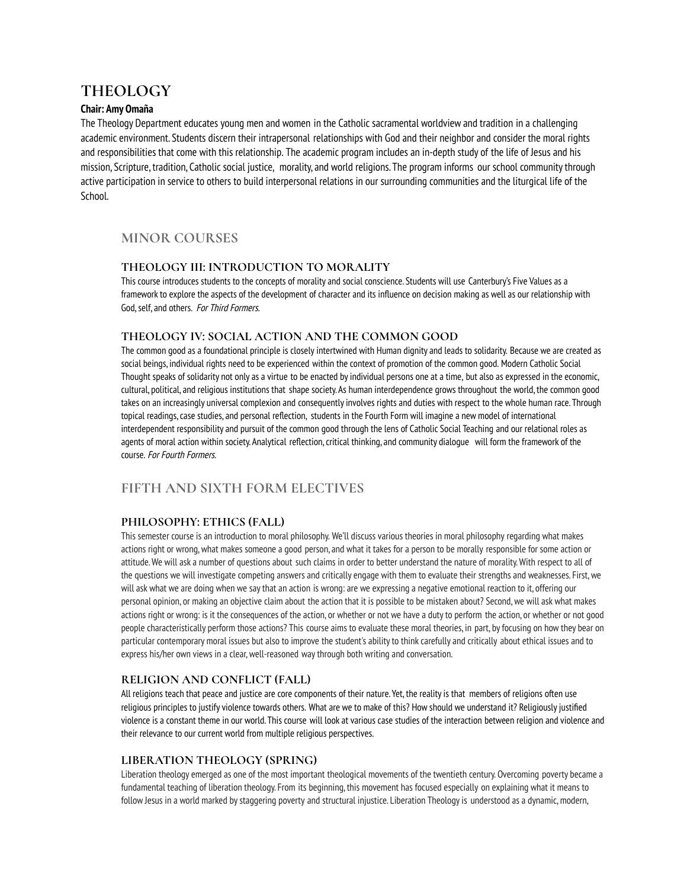# THEOLOGY

**Chair: Amy Omaña**

The Theology Department educates young men and women in the Catholic sacramental worldview and tradition in a challenging academic environment. Students discern their intrapersonal relationships with God and their neighbor and consider the moral rights and responsibilities that come with this relationship. The academic program includes an in-depth study of the life of Jesus and his mission, Scripture, tradition, Catholic social justice, morality, and world religions. The program informs our school community through active participation in service to others to build interpersonal relations in our surrounding communities and the liturgical life of the School.

## MINOR COURSES

### THEOLOGY III: INTRODUCTION TO MORALITY

This course introduces students to the concepts of morality and social conscience. Students will use Canterbury's Five Values as a framework to explore the aspects of the development of character and its influence on decision making as well as our relationship with God, self, and others. *For Third Formers.*

### THEOLOGY IV: SOCIAL ACTION AND THE COMMON GOOD

The common good as a foundational principle is closely intertwined with Human dignity and leads to solidarity. Because we are created as social beings, individual rights need to be experienced within the context of promotion of the common good. Modern Catholic Social Thought speaks of solidarity not only as a virtue to be enacted by individual persons one at a time, but also as expressed in the economic, cultural, political, and religious institutions that shape society. As human interdependence grows throughout the world, the common good takes on an increasingly universal complexion and consequently involves rights and duties with respect to the whole human race. Through topical readings, case studies, and personal reflection, students in the Fourth Form will imagine a new model of international interdependent responsibility and pursuit of the common good through the lens of Catholic Social Teaching and our relational roles as agents of moral action within society. Analytical reflection, critical thinking, and community dialogue will form the framework of the course. *For Fourth Formers.*

## FIFTH AND SIXTH FORM ELECTIVES

### PHILOSOPHY: ETHICS (FALL)

This semester course is an introduction to moral philosophy. We'll discuss various theories in moral philosophy regarding what makes actions right or wrong, what makes someone a good person, and what it takes for a person to be morally responsible for some action or attitude. We will ask a number of questions about such claims in order to better understand the nature of morality. With respect to all of the questions we will investigate competing answers and critically engage with them to evaluate their strengths and weaknesses. First, we will ask what we are doing when we say that an action is wrong: are we expressing a negative emotional reaction to it, offering our personal opinion, or making an objective claim about the action that it is possible to be mistaken about? Second, we will ask what makes actions right or wrong: is it the consequences of the action, or whether or not we have a duty to perform the action, or whether or not good people characteristically perform those actions? This course aims to evaluate these moral theories, in part, by focusing on how they bear on particular contemporary moral issues but also to improve the student's ability to think carefully and critically about ethical issues and to express his/her own views in a clear, well-reasoned way through both writing and conversation.

### RELIGION AND CONFLICT (FALL)

All religions teach that peace and justice are core components of their nature. Yet, the reality is that members of religions often use religious principles to justify violence towards others. What are we to make of this? How should we understand it? Religiously justified violence is a constant theme in our world. This course will look at various case studies of the interaction between religion and violence and their relevance to our current world from multiple religious perspectives.

### LIBERATION THEOLOGY (SPRING)

Liberation theology emerged as one of the most important theological movements of the twentieth century. Overcoming poverty became a fundamental teaching of liberation theology. From its beginning, this movement has focused especially on explaining what it means to follow Jesus in a world marked by staggering poverty and structural injustice. Liberation Theology is understood as a dynamic, modern,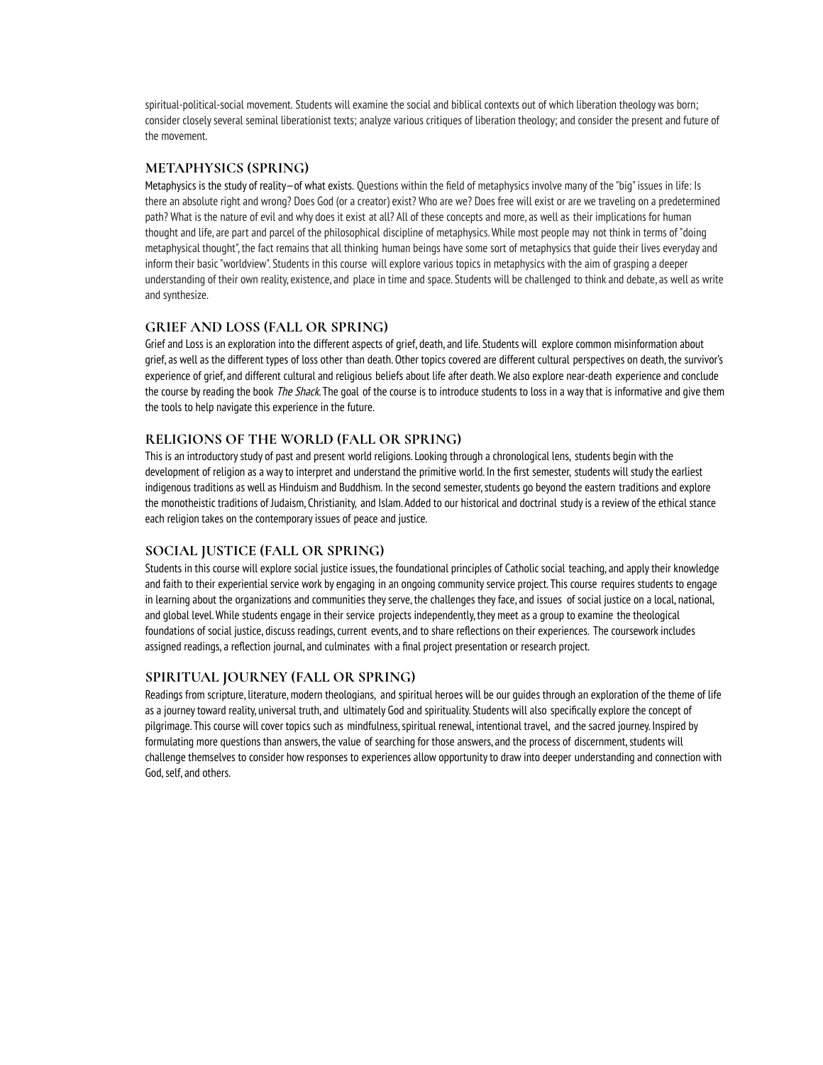spiritual-political-social movement. Students will examine the social and biblical contexts out of which liberation theology was born; consider closely several seminal liberationist texts; analyze various critiques of liberation theology; and consider the present and future of the movement.

### METAPHYSICS (SPRING)

Metaphysics is the study of reality—of what exists. Questions within the field of metaphysics involve many of the "big" issues in life: Is there an absolute right and wrong? Does God (or a creator) exist? Who are we? Does free will exist or are we traveling on a predetermined path? What is the nature of evil and why does it exist at all? All of these concepts and more, as well as their implications for human thought and life, are part and parcel of the philosophical discipline of metaphysics. While most people may not think in terms of "doing metaphysical thought", the fact remains that all thinking human beings have some sort of metaphysics that guide their lives everyday and inform their basic "worldview". Students in this course will explore various topics in metaphysics with the aim of grasping a deeper understanding of their own reality, existence, and place in time and space. Students will be challenged to think and debate, as well as write and synthesize.

### GRIEF AND LOSS (FALL OR SPRING)

Grief and Loss is an exploration into the different aspects of grief, death, and life. Students will explore common misinformation about grief, as well as the different types of loss other than death. Other topics covered are different cultural perspectives on death, the survivor's experience of grief, and different cultural and religious beliefs about life after death. We also explore near-death experience and conclude the course by reading the book *The Shack*. The goal of the course is to introduce students to loss in a way that is informative and give them the tools to help navigate this experience in the future.

### RELIGIONS OF THE WORLD (FALL OR SPRING)

This is an introductory study of past and present world religions. Looking through a chronological lens, students begin with the development of religion as a way to interpret and understand the primitive world. In the first semester, students will study the earliest indigenous traditions as well as Hinduism and Buddhism. In the second semester, students go beyond the eastern traditions and explore the monotheistic traditions of Judaism, Christianity, and Islam. Added to our historical and doctrinal study is a review of the ethical stance each religion takes on the contemporary issues of peace and justice.

### SOCIAL JUSTICE (FALL OR SPRING)

Students in this course will explore social justice issues, the foundational principles of Catholic social teaching, and apply their knowledge and faith to their experiential service work by engaging in an ongoing community service project. This course requires students to engage in learning about the organizations and communities they serve, the challenges they face, and issues of social justice on a local, national, and global level. While students engage in their service projects independently, they meet as a group to examine the theological foundations of social justice, discuss readings, current events, and to share reflections on their experiences. The coursework includes assigned readings, a reflection journal, and culminates with a final project presentation or research project.

### SPIRITUAL JOURNEY (FALL OR SPRING)

Readings from scripture, literature, modern theologians, and spiritual heroes will be our guides through an exploration of the theme of life as a journey toward reality, universal truth, and ultimately God and spirituality. Students will also specifically explore the concept of pilgrimage. This course will cover topics such as mindfulness, spiritual renewal, intentional travel, and the sacred journey. Inspired by formulating more questions than answers, the value of searching for those answers, and the process of discernment, students will challenge themselves to consider how responses to experiences allow opportunity to draw into deeper understanding and connection with God, self, and others.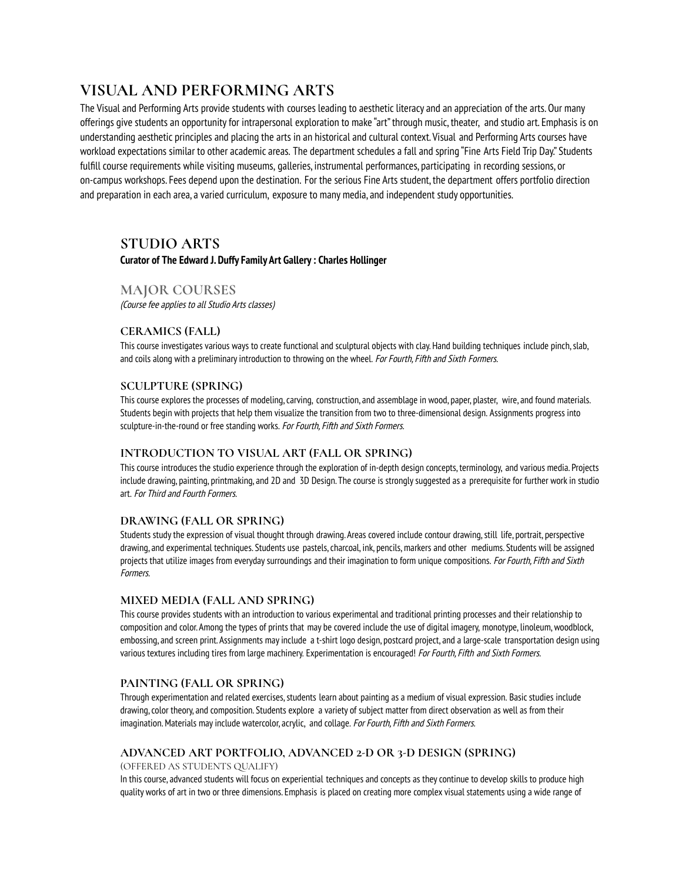# VISUAL AND PERFORMING ARTS

The Visual and Performing Arts provide students with courses leading to aesthetic literacy and an appreciation of the arts. Our many offerings give students an opportunity for intrapersonal exploration to make "art" through music, theater, and studio art. Emphasis is on understanding aesthetic principles and placing the arts in an historical and cultural context. Visual and Performing Arts courses have workload expectations similar to other academic areas. The department schedules a fall and spring "Fine Arts Field Trip Day." Students fulfill course requirements while visiting museums, galleries, instrumental performances, participating in recording sessions, or on-campus workshops. Fees depend upon the destination. For the serious Fine Arts student, the department offers portfolio direction and preparation in each area, a varied curriculum, exposure to many media, and independent study opportunities.

## STUDIO ARTS

**Curator of The Edward J. Duffy Family Art Gallery : Charles Hollinger**

### MAJOR COURSES

*(Course fee applies to all Studio Arts classes)*

#### CERAMICS (FALL)

This course investigates various ways to create functional and sculptural objects with clay. Hand building techniques include pinch, slab, and coils along with a preliminary introduction to throwing on the wheel. *For Fourth, Fifth and Sixth Formers.*

#### SCULPTURE (SPRING)

This course explores the processes of modeling, carving, construction, and assemblage in wood, paper, plaster, wire, and found materials. Students begin with projects that help them visualize the transition from two to three-dimensional design. Assignments progress into sculpture-in-the-round or free standing works. *For Fourth, Fifth and Sixth Formers.*

#### INTRODUCTION TO VISUAL ART (FALL OR SPRING)

This course introduces the studio experience through the exploration of in-depth design concepts, terminology, and various media. Projects include drawing, painting, printmaking, and 2D and 3D Design. The course is strongly suggested as a prerequisite for further work in studio art. *For Third and Fourth Formers.*

#### DRAWING (FALL OR SPRING)

Students study the expression of visual thought through drawing. Areas covered include contour drawing, still life, portrait, perspective drawing, and experimental techniques. Students use pastels, charcoal, ink, pencils, markers and other mediums. Students will be assigned projects that utilize images from everyday surroundings and their imagination to form unique compositions. *For Fourth, Fifth and Sixth Formers.*

#### MIXED MEDIA (FALL AND SPRING)

This course provides students with an introduction to various experimental and traditional printing processes and their relationship to composition and color. Among the types of prints that may be covered include the use of digital imagery, monotype, linoleum, woodblock, embossing, and screen print. Assignments may include a t-shirt logo design, postcard project, and a large-scale transportation design using various textures including tires from large machinery. Experimentation is encouraged! *For Fourth, Fifth and Sixth Formers.*

#### PAINTING (FALL OR SPRING)

Through experimentation and related exercises, students learn about painting as a medium of visual expression. Basic studies include drawing, color theory, and composition. Students explore a variety of subject matter from direct observation as well as from their imagination. Materials may include watercolor, acrylic, and collage. *For Fourth, Fifth and Sixth Formers.*

#### ADVANCED ART PORTFOLIO, ADVANCED 2-D OR 3-D DESIGN (SPRING)

(OFFERED AS STUDENTS QUALIFY)

In this course, advanced students will focus on experiential techniques and concepts as they continue to develop skills to produce high quality works of art in two or three dimensions. Emphasis is placed on creating more complex visual statements using a wide range of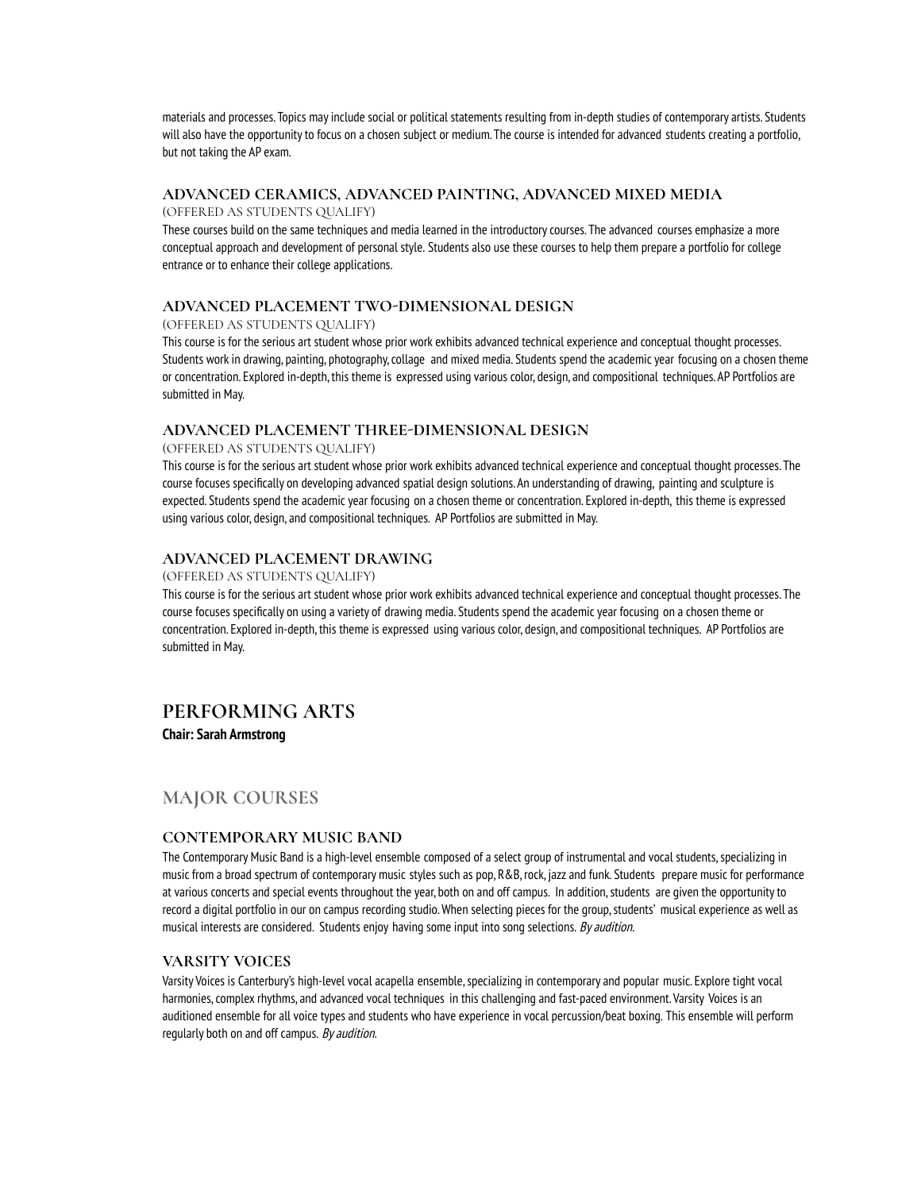materials and processes. Topics may include social or political statements resulting from in-depth studies of contemporary artists. Students will also have the opportunity to focus on a chosen subject or medium. The course is intended for advanced students creating a portfolio, but not taking the AP exam.

### ADVANCED CERAMICS, ADVANCED PAINTING, ADVANCED MIXED MEDIA

(OFFERED AS STUDENTS QUALIFY)

These courses build on the same techniques and media learned in the introductory courses. The advanced courses emphasize a more conceptual approach and development of personal style. Students also use these courses to help them prepare a portfolio for college entrance or to enhance their college applications.

### ADVANCED PLACEMENT TWO-DIMENSIONAL DESIGN

(OFFERED AS STUDENTS QUALIFY)

This course is for the serious art student whose prior work exhibits advanced technical experience and conceptual thought processes. Students work in drawing, painting, photography, collage and mixed media. Students spend the academic year focusing on a chosen theme or concentration. Explored in-depth, this theme is expressed using various color, design, and compositional techniques. AP Portfolios are submitted in May.

### ADVANCED PLACEMENT THREE-DIMENSIONAL DESIGN

(OFFERED AS STUDENTS QUALIFY)

This course is for the serious art student whose prior work exhibits advanced technical experience and conceptual thought processes. The course focuses specifically on developing advanced spatial design solutions. An understanding of drawing, painting and sculpture is expected. Students spend the academic year focusing on a chosen theme or concentration. Explored in-depth, this theme is expressed using various color, design, and compositional techniques. AP Portfolios are submitted in May.

### ADVANCED PLACEMENT DRAWING

(OFFERED AS STUDENTS QUALIFY)

This course is for the serious art student whose prior work exhibits advanced technical experience and conceptual thought processes. The course focuses specifically on using a variety of drawing media. Students spend the academic year focusing on a chosen theme or concentration. Explored in-depth, this theme is expressed using various color, design, and compositional techniques. AP Portfolios are submitted in May.

# PERFORMING ARTS

**Chair: Sarah Armstrong**

## MAJOR COURSES

### CONTEMPORARY MUSIC BAND

The Contemporary Music Band is a high-level ensemble composed of a select group of instrumental and vocal students, specializing in music from a broad spectrum of contemporary music styles such as pop, R&B, rock, jazz and funk. Students prepare music for performance at various concerts and special events throughout the year, both on and off campus. In addition, students are given the opportunity to record a digital portfolio in our on campus recording studio. When selecting pieces for the group, students' musical experience as well as musical interests are considered. Students enjoy having some input into song selections. *By audition.*

### VARSITY VOICES

Varsity Voices is Canterbury's high-level vocal acapella ensemble, specializing in contemporary and popular music. Explore tight vocal harmonies, complex rhythms, and advanced vocal techniques in this challenging and fast-paced environment. Varsity Voices is an auditioned ensemble for all voice types and students who have experience in vocal percussion/beat boxing. This ensemble will perform regularly both on and off campus. *By audition.*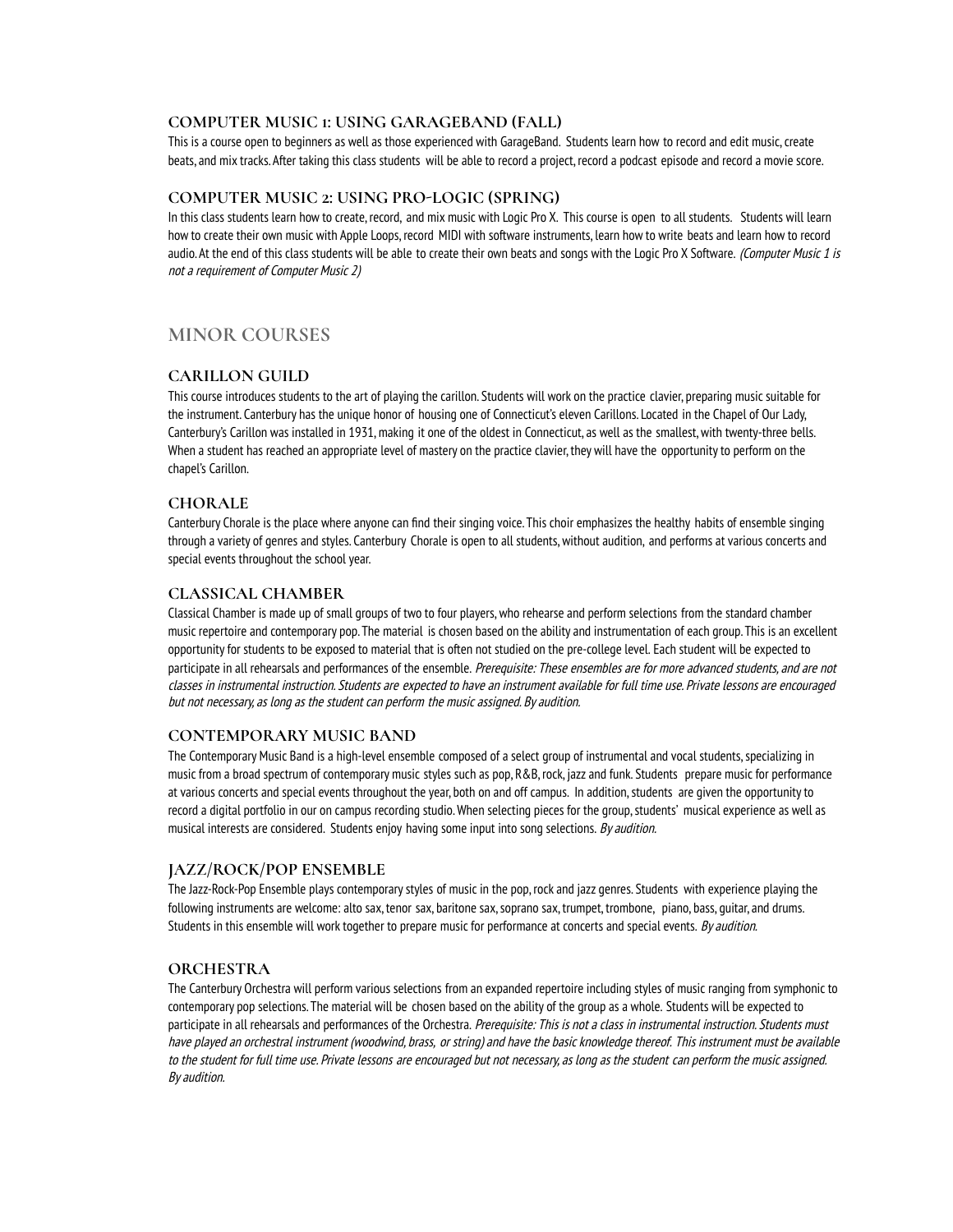### COMPUTER MUSIC 1: USING GARAGEBAND (FALL)

This is a course open to beginners as well as those experienced with GarageBand. Students learn how to record and edit music, create beats, and mix tracks. After taking this class students will be able to record a project, record a podcast episode and record a movie score.

### COMPUTER MUSIC 2: USING PRO-LOGIC (SPRING)

In this class students learn how to create, record, and mix music with Logic Pro X. This course is open to all students. Students will learn how to create their own music with Apple Loops, record MIDI with software instruments, learn how to write beats and learn how to record audio. At the end of this class students will be able to create their own beats and songs with the Logic Pro X Software. *(Computer Music 1 is not a requirement of Computer Music 2)*

## MINOR COURSES

### CARILLON GUILD

This course introduces students to the art of playing the carillon. Students will work on the practice clavier, preparing music suitable for the instrument. Canterbury has the unique honor of housing one of Connecticut's eleven Carillons. Located in the Chapel of Our Lady, Canterbury's Carillon was installed in 1931, making it one of the oldest in Connecticut, as well as the smallest, with twenty-three bells. When a student has reached an appropriate level of mastery on the practice clavier, they will have the opportunity to perform on the chapel's Carillon.

### CHORALE

Canterbury Chorale is the place where anyone can find their singing voice. This choir emphasizes the healthy habits of ensemble singing through a variety of genres and styles. Canterbury Chorale is open to all students, without audition, and performs at various concerts and special events throughout the school year.

### CLASSICAL CHAMBER

Classical Chamber is made up of small groups of two to four players, who rehearse and perform selections from the standard chamber music repertoire and contemporary pop. The material is chosen based on the ability and instrumentation of each group. This is an excellent opportunity for students to be exposed to material that is often not studied on the pre-college level. Each student will be expected to participate in all rehearsals and performances of the ensemble. *Prerequisite: These ensembles are for more advanced students, and are not classes in instrumental instruction. Students are expected to have an instrument available for full time use. Private lessons are encouraged but not necessary, as long as the student can perform the music assigned. By audition.*

### CONTEMPORARY MUSIC BAND

The Contemporary Music Band is a high-level ensemble composed of a select group of instrumental and vocal students, specializing in music from a broad spectrum of contemporary music styles such as pop, R&B, rock, jazz and funk. Students prepare music for performance at various concerts and special events throughout the year, both on and off campus. In addition, students are given the opportunity to record a digital portfolio in our on campus recording studio. When selecting pieces for the group, students' musical experience as well as musical interests are considered. Students enjoy having some input into song selections. *By audition.*

### JAZZ/ROCK/POP ENSEMBLE

The Jazz-Rock-Pop Ensemble plays contemporary styles of music in the pop, rock and jazz genres. Students with experience playing the following instruments are welcome: alto sax, tenor sax, baritone sax, soprano sax, trumpet, trombone, piano, bass, guitar, and drums. Students in this ensemble will work together to prepare music for performance at concerts and special events. *By audition.*

### ORCHESTRA

The Canterbury Orchestra will perform various selections from an expanded repertoire including styles of music ranging from symphonic to contemporary pop selections. The material will be chosen based on the ability of the group as a whole. Students will be expected to participate in all rehearsals and performances of the Orchestra. *Prerequisite: This is not a class in instrumental instruction. Students must have played an orchestral instrument (woodwind, brass, or string) and have the basic knowledge thereof. This instrument must be available to the student for full time use. Private lessons are encouraged but not necessary, as long as the student can perform the music assigned. By audition.*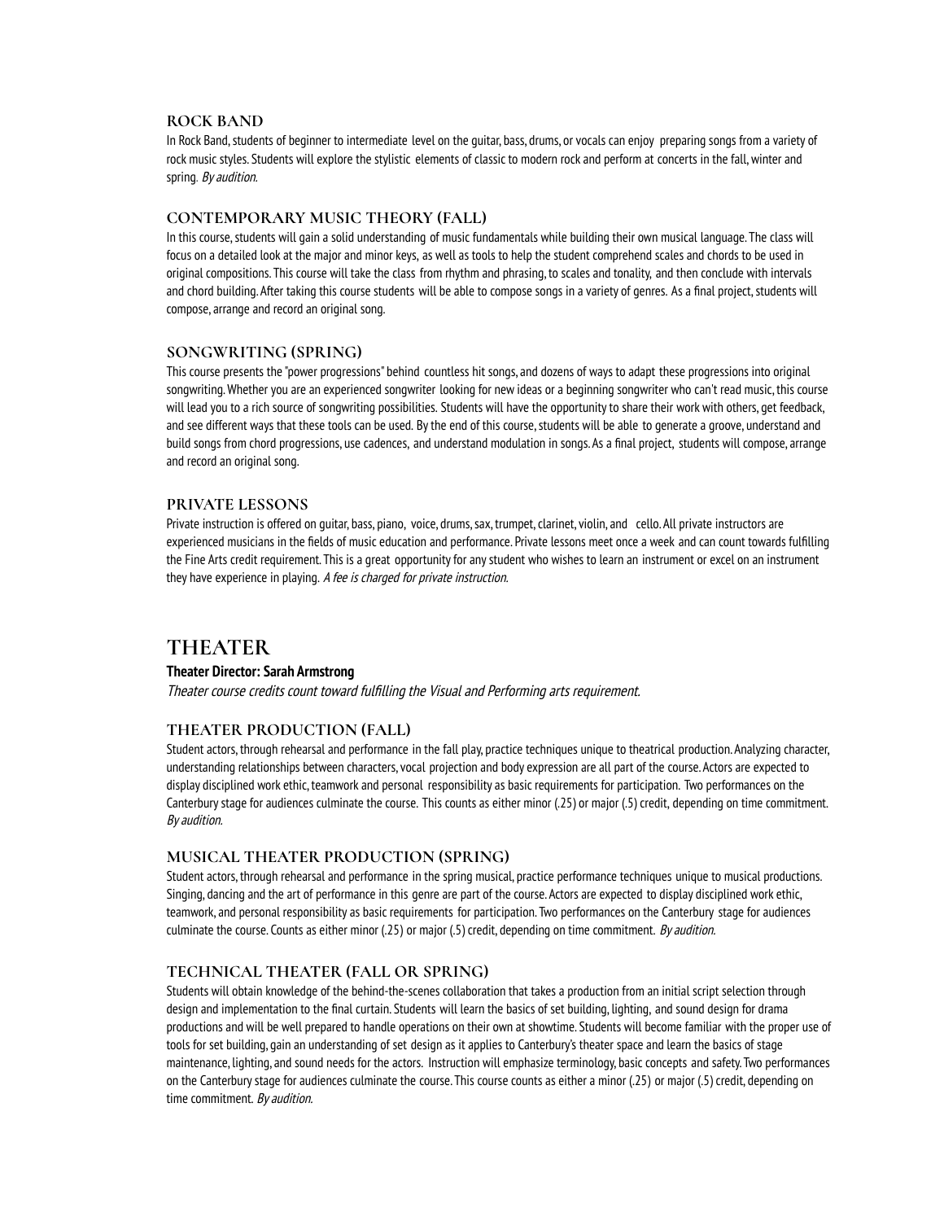### ROCK BAND

In Rock Band, students of beginner to intermediate level on the guitar, bass, drums, or vocals can enjoy preparing songs from a variety of rock music styles. Students will explore the stylistic elements of classic to modern rock and perform at concerts in the fall, winter and spring. *By audition.*

### CONTEMPORARY MUSIC THEORY (FALL)

In this course, students will gain a solid understanding of music fundamentals while building their own musical language. The class will focus on a detailed look at the major and minor keys, as well as tools to help the student comprehend scales and chords to be used in original compositions. This course will take the class from rhythm and phrasing, to scales and tonality, and then conclude with intervals and chord building. After taking this course students will be able to compose songs in a variety of genres. As a final project, students will compose, arrange and record an original song.

### SONGWRITING (SPRING)

This course presents the "power progressions" behind countless hit songs, and dozens of ways to adapt these progressions into original songwriting. Whether you are an experienced songwriter looking for new ideas or a beginning songwriter who can't read music, this course will lead you to a rich source of songwriting possibilities. Students will have the opportunity to share their work with others, get feedback, and see different ways that these tools can be used. By the end of this course, students will be able to generate a groove, understand and build songs from chord progressions, use cadences, and understand modulation in songs. As a final project, students will compose, arrange and record an original song.

### PRIVATE LESSONS

Private instruction is offered on guitar, bass, piano, voice, drums, sax, trumpet, clarinet, violin, and cello. All private instructors are experienced musicians in the fields of music education and performance. Private lessons meet once a week and can count towards fulfilling the Fine Arts credit requirement. This is a great opportunity for any student who wishes to learn an instrument or excel on an instrument they have experience in playing. *A fee is charged for private instruction.*

## THEATER

**Theater Director: Sarah Armstrong**

*Theater course credits count toward fulfilling the Visual and Performing arts requirement.*

### THEATER PRODUCTION (FALL)

Student actors, through rehearsal and performance in the fall play, practice techniques unique to theatrical production. Analyzing character, understanding relationships between characters, vocal projection and body expression are all part of the course. Actors are expected to display disciplined work ethic, teamwork and personal responsibility as basic requirements for participation. Two performances on the Canterbury stage for audiences culminate the course. This counts as either minor (.25) or major (.5) credit, depending on time commitment. *By audition.*

### MUSICAL THEATER PRODUCTION (SPRING)

Student actors, through rehearsal and performance in the spring musical, practice performance techniques unique to musical productions. Singing, dancing and the art of performance in this genre are part of the course. Actors are expected to display disciplined work ethic, teamwork, and personal responsibility as basic requirements for participation. Two performances on the Canterbury stage for audiences culminate the course. Counts as either minor (.25) or major (.5) credit, depending on time commitment. *By audition.*

### TECHNICAL THEATER (FALL OR SPRING)

Students will obtain knowledge of the behind-the-scenes collaboration that takes a production from an initial script selection through design and implementation to the final curtain. Students will learn the basics of set building, lighting, and sound design for drama productions and will be well prepared to handle operations on their own at showtime. Students will become familiar with the proper use of tools for set building, gain an understanding of set design as it applies to Canterbury's theater space and learn the basics of stage maintenance, lighting, and sound needs for the actors. Instruction will emphasize terminology, basic concepts and safety. Two performances on the Canterbury stage for audiences culminate the course. This course counts as either a minor (.25) or major (.5) credit, depending on time commitment. *By audition.*